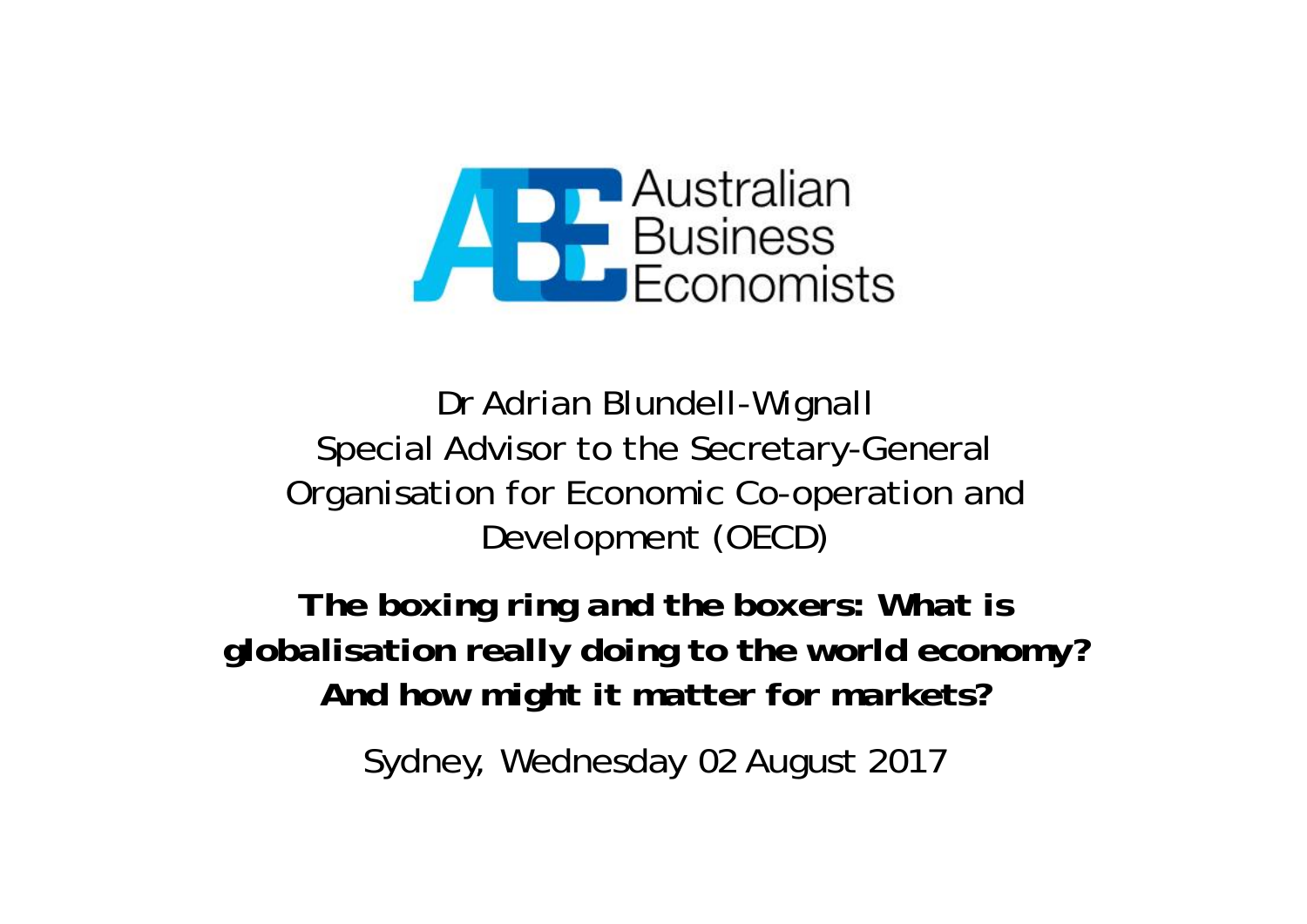Australian Business Economists

Dr Adrian Blundell-Wignall
Special Advisor to the Secretary-General
Organisation for Economic Co-operation and Development (OECD)

# The boxing ring and the boxers: What is globalisation really doing to the world economy? And how might it matter for markets?

Sydney, Wednesday 02 August 2017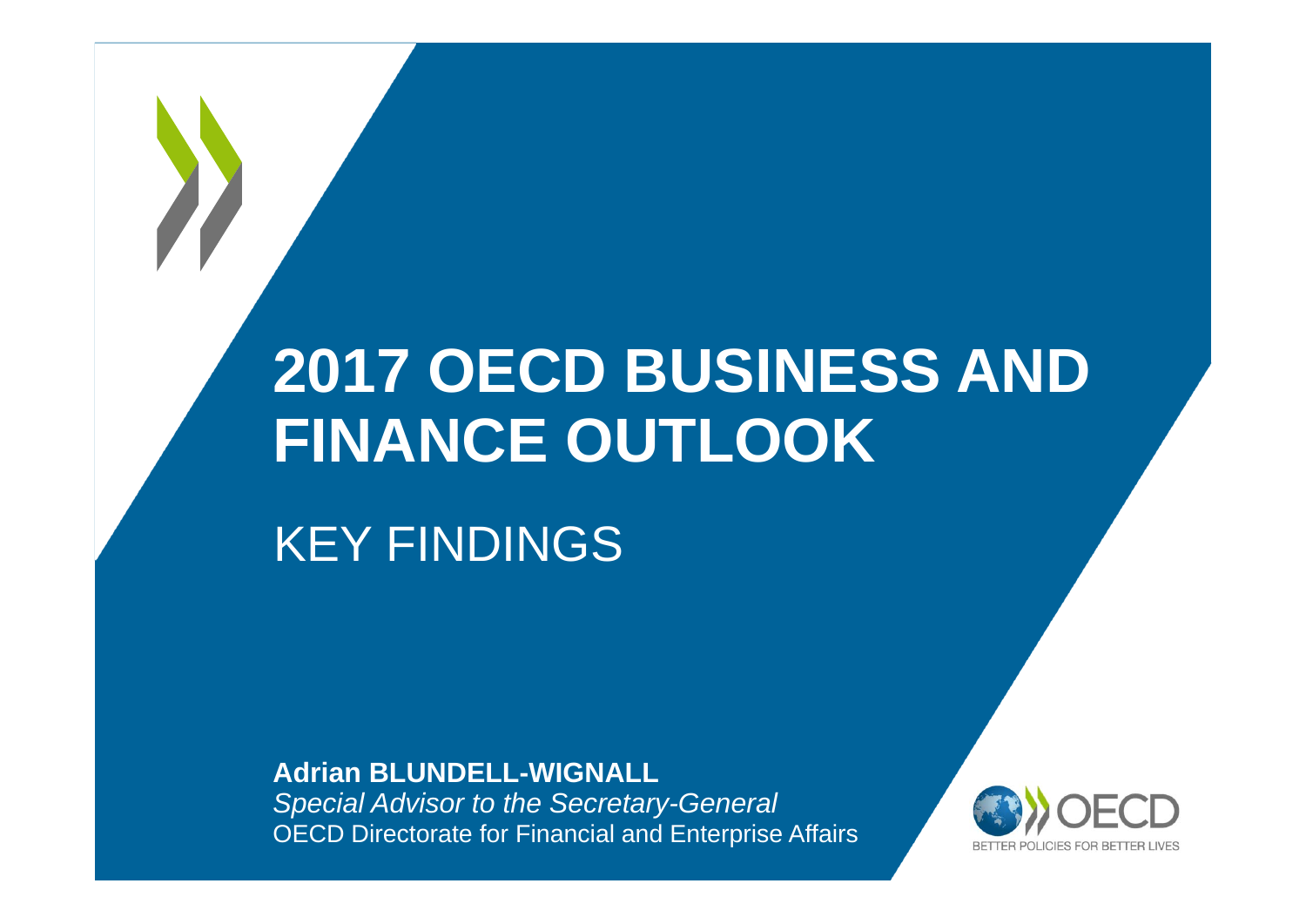# 2017 OECD BUSINESS AND FINANCE OUTLOOK

## KEY FINDINGS

**Adrian BLUNDELL-WIGNALL**
*Special Advisor to the Secretary-General*
OECD Directorate for Financial and Enterprise Affairs

OECD
BETTER POLICIES FOR BETTER LIVES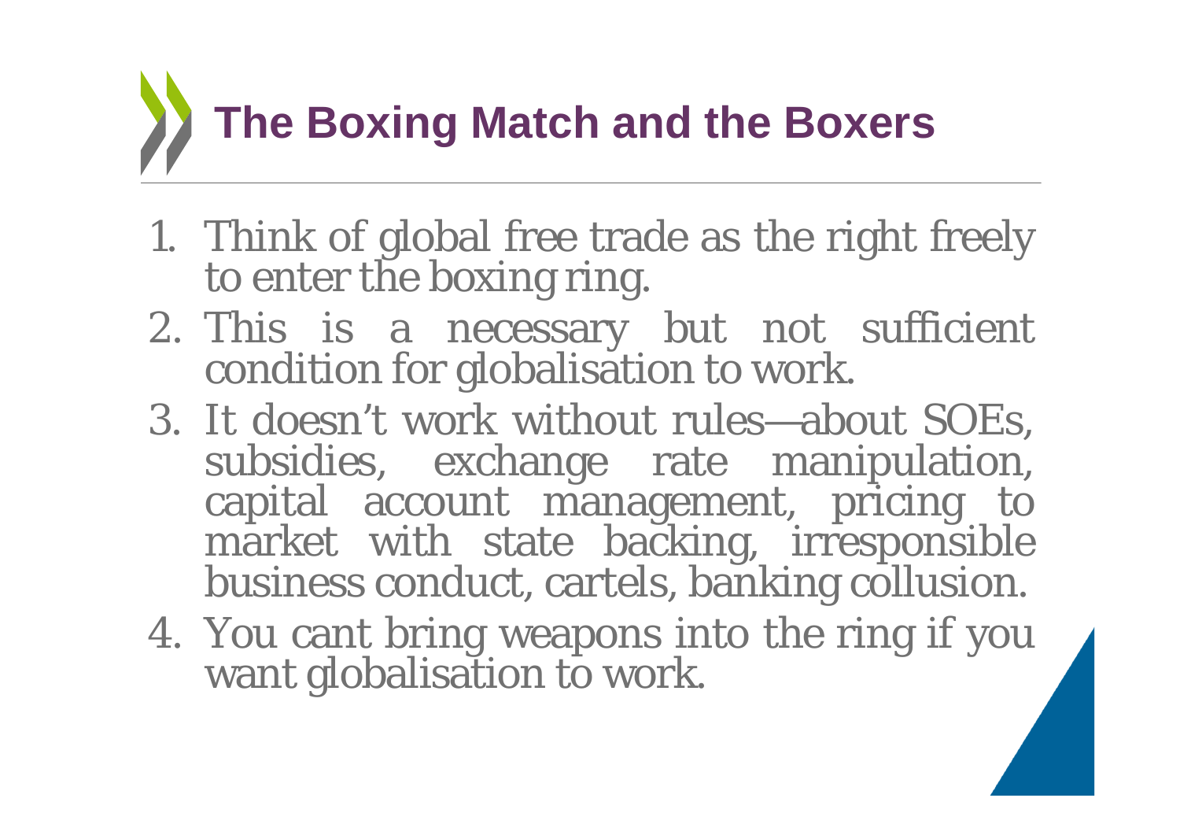# The Boxing Match and the Boxers

1. Think of global free trade as the right freely to enter the boxing ring.
2. This is a necessary but not sufficient condition for globalisation to work.
3. It doesn't work without rules—about SOEs, subsidies, exchange rate manipulation, capital account management, pricing to market with state backing, irresponsible business conduct, cartels, banking collusion.
4. You cant bring weapons into the ring if you want globalisation to work.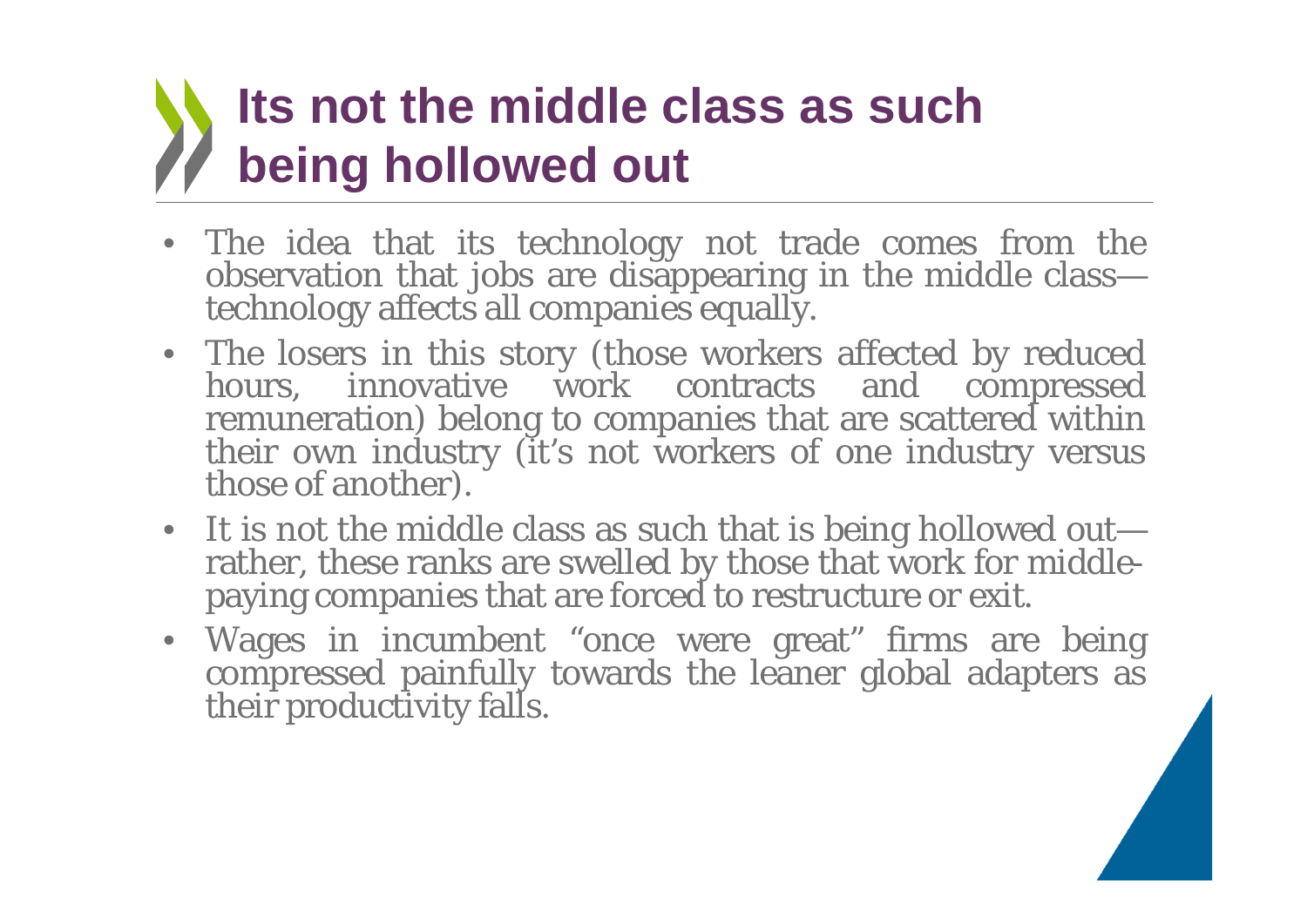# Its not the middle class as such being hollowed out

- The idea that its technology not trade comes from the observation that jobs are disappearing in the middle class—technology affects all companies equally.
- The losers in this story (those workers affected by reduced hours, innovative work contracts and compressed remuneration) belong to companies that are scattered within their own industry (it's not workers of one industry versus those of another).
- It is not the middle class as such that is being hollowed out—rather, these ranks are swelled by those that work for middle-paying companies that are forced to restructure or exit.
- Wages in incumbent "once were great" firms are being compressed painfully towards the leaner global adapters as their productivity falls.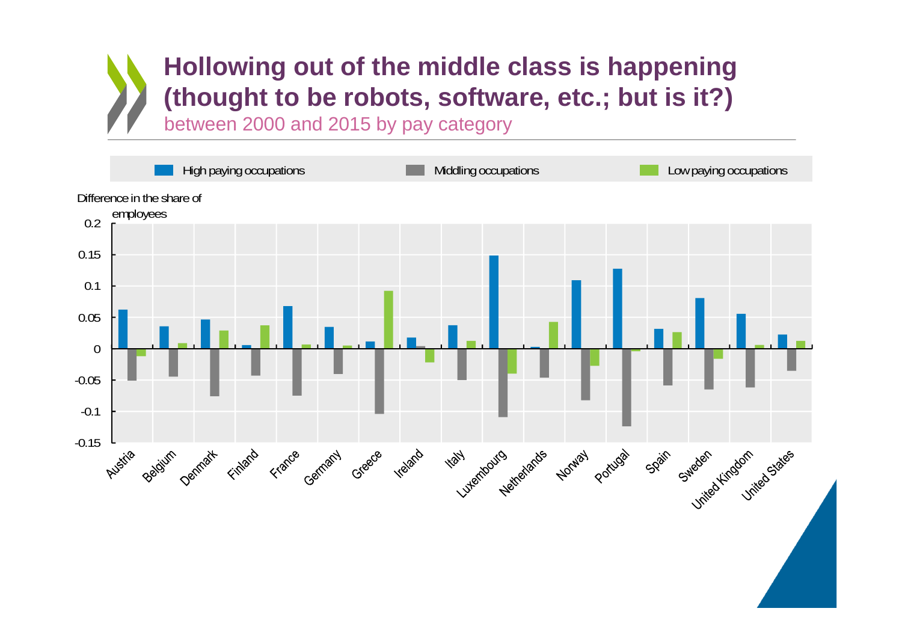# Hollowing out of the middle class is happening (thought to be robots, software, etc.; but is it?)

between 2000 and 2015 by pay category

High paying occupations | Middling occupations | Low paying occupations

Difference in the share of employees

0.2, 0.15, 0.1, 0.05, 0, -0.05, -0.1, -0.15

Austria, Belgium, Denmark, Finland, France, Germany, Greece, Ireland, Italy, Luxembourg, Netherlands, Norway, Portugal, Spain, Sweden, United Kingdom, United States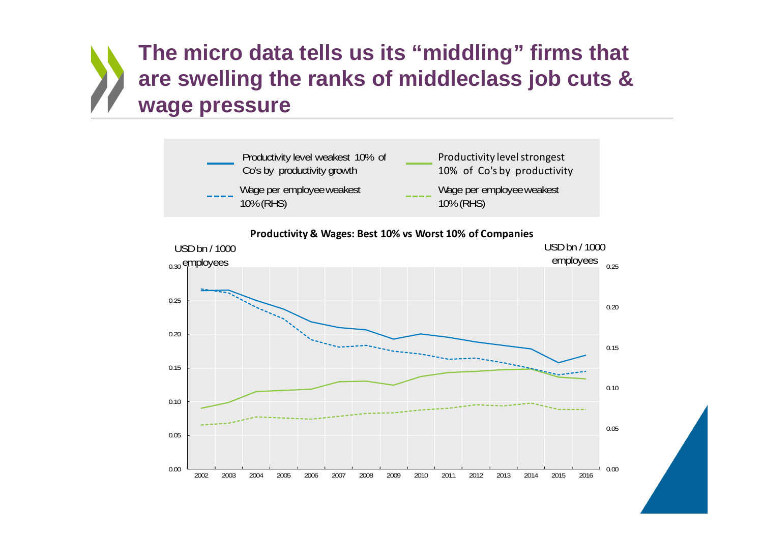# The micro data tells us its "middling" firms that are swelling the ranks of middleclass job cuts & wage pressure

Productivity level weakest 10% of Co's by productivity growth

Productivity level strongest 10% of Co's by productivity

Wage per employee weakest 10% (RHS)

Wage per employee weakest 10% (RHS)

**Productivity & Wages: Best 10% vs Worst 10% of Companies**

USD bn / 1000 employees

USD bn / 1000 employees

0.30
0.25
0.20
0.15
0.10
0.05
0.00

0.25
0.20
0.15
0.10
0.05
0.00

2002 2003 2004 2005 2006 2007 2008 2009 2010 2011 2012 2013 2014 2015 2016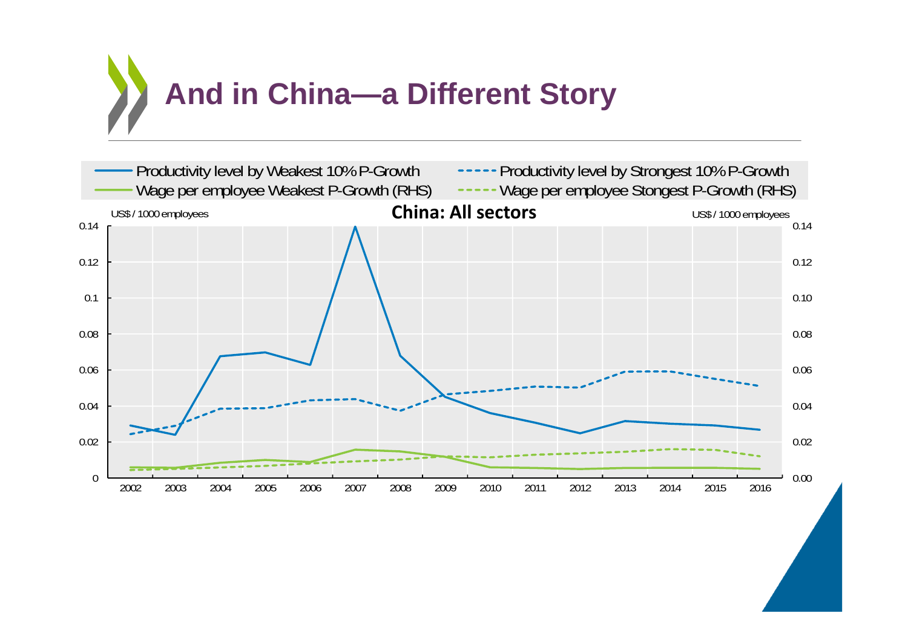# And in China—a Different Story

**China: All sectors**

- Productivity level by Weakest 10% P-Growth
- Productivity level by Strongest 10% P-Growth
- Wage per employee Weakest P-Growth (RHS)
- Wage per employee Stongest P-Growth (RHS)

US$ / 1000 employees (left axis: 0 to 0.14; right axis: 0.00 to 0.14)

Years: 2002, 2003, 2004, 2005, 2006, 2007, 2008, 2009, 2010, 2011, 2012, 2013, 2014, 2015, 2016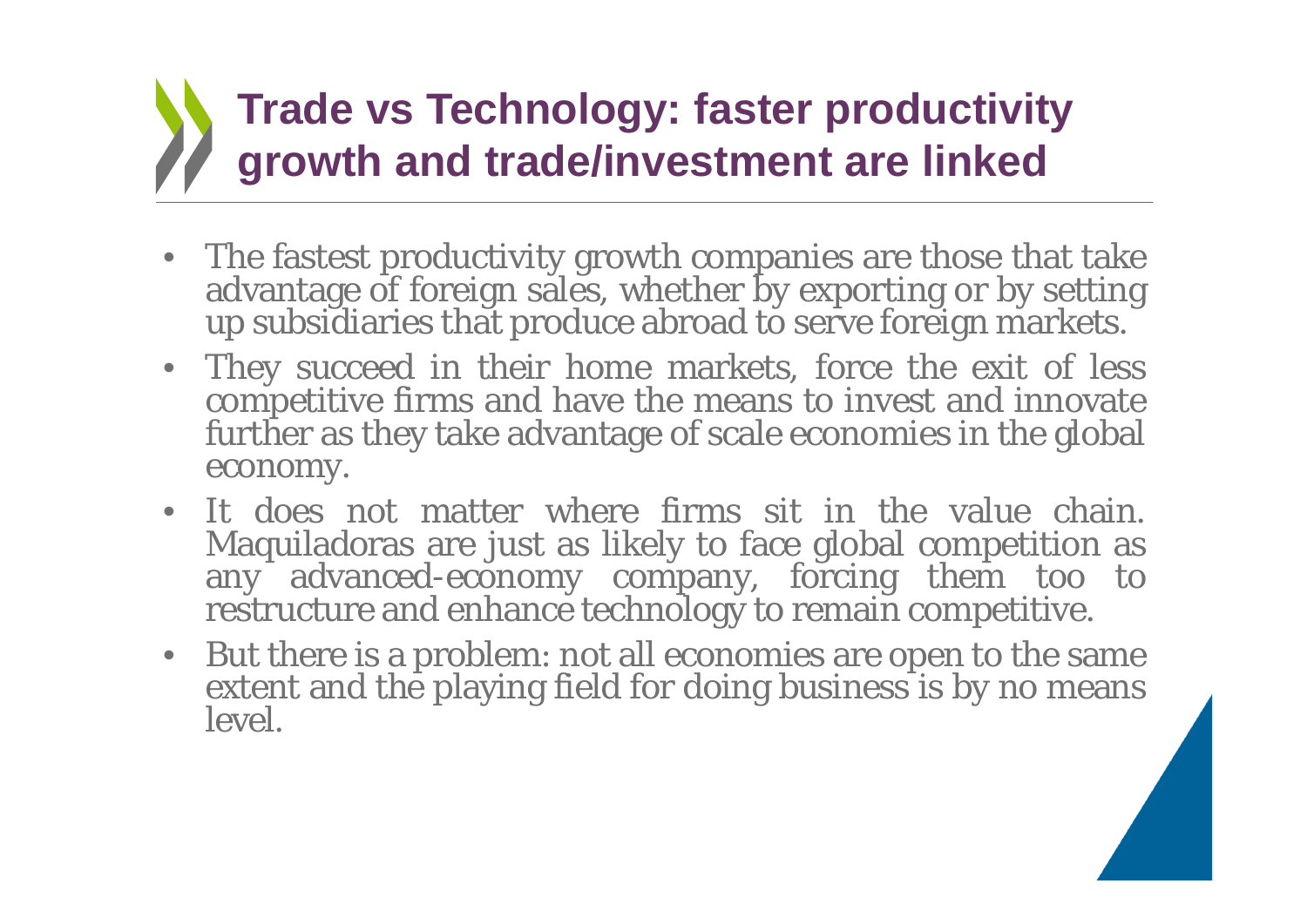# Trade vs Technology: faster productivity growth and trade/investment are linked

- The fastest productivity growth companies are those that take advantage of foreign sales, whether by exporting or by setting up subsidiaries that produce abroad to serve foreign markets.
- They succeed in their home markets, force the exit of less competitive firms and have the means to invest and innovate further as they take advantage of scale economies in the global economy.
- It does not matter where firms sit in the value chain. Maquiladoras are just as likely to face global competition as any advanced-economy company, forcing them too to restructure and enhance technology to remain competitive.
- But there is a problem: not all economies are open to the same extent and the playing field for doing business is by no means level.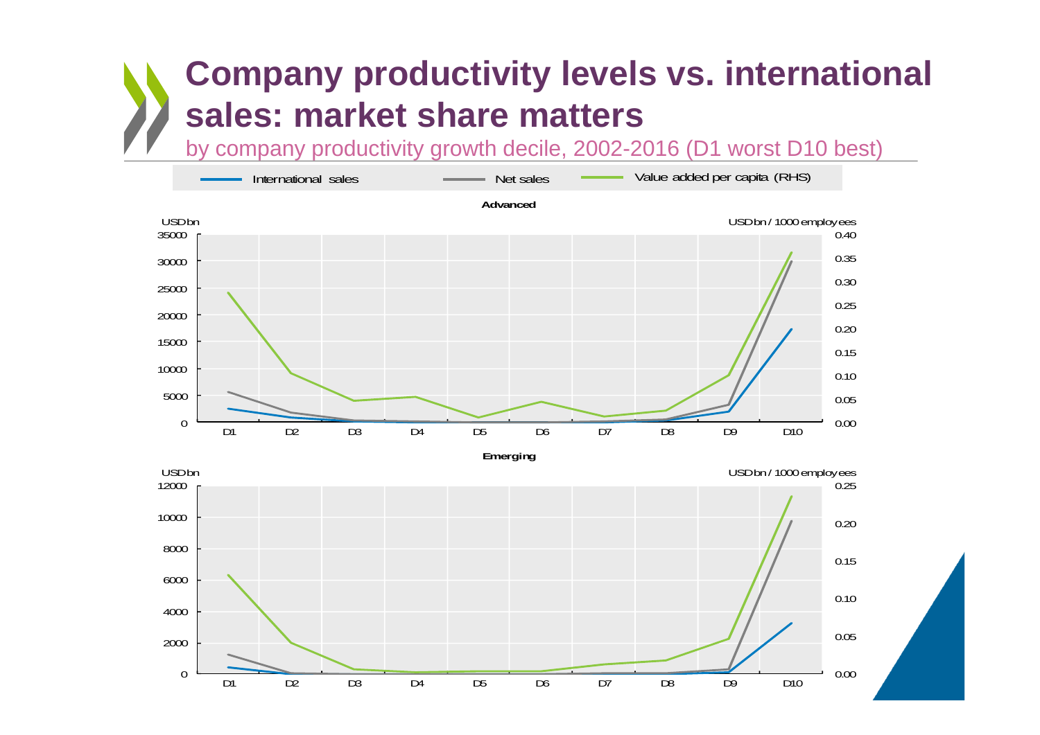# Company productivity levels vs. international sales: market share matters

by company productivity growth decile, 2002-2016 (D1 worst D10 best)

International sales — Net sales — Value added per capita (RHS)

**Advanced**

USD bn | USD bn / 1000 employees

D1 D2 D3 D4 D5 D6 D7 D8 D9 D10

**Emerging**

USD bn | USD bn / 1000 employees

D1 D2 D3 D4 D5 D6 D7 D8 D9 D10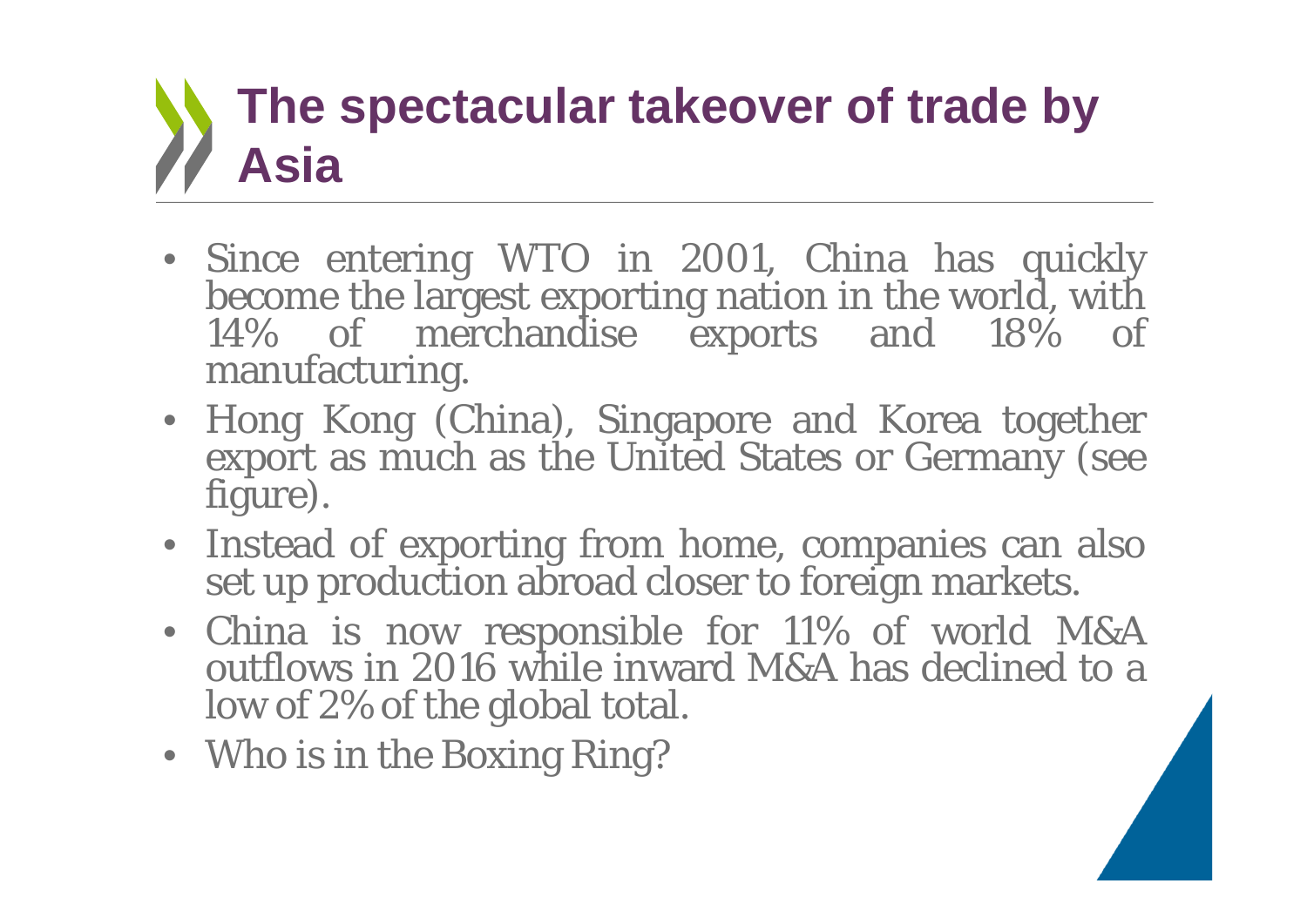# The spectacular takeover of trade by Asia

- Since entering WTO in 2001, China has quickly become the largest exporting nation in the world, with 14% of merchandise exports and 18% of manufacturing.
- Hong Kong (China), Singapore and Korea together export as much as the United States or Germany (see figure).
- Instead of exporting from home, companies can also set up production abroad closer to foreign markets.
- China is now responsible for 11% of world M&A outflows in 2016 while inward M&A has declined to a low of 2% of the global total.
- Who is in the Boxing Ring?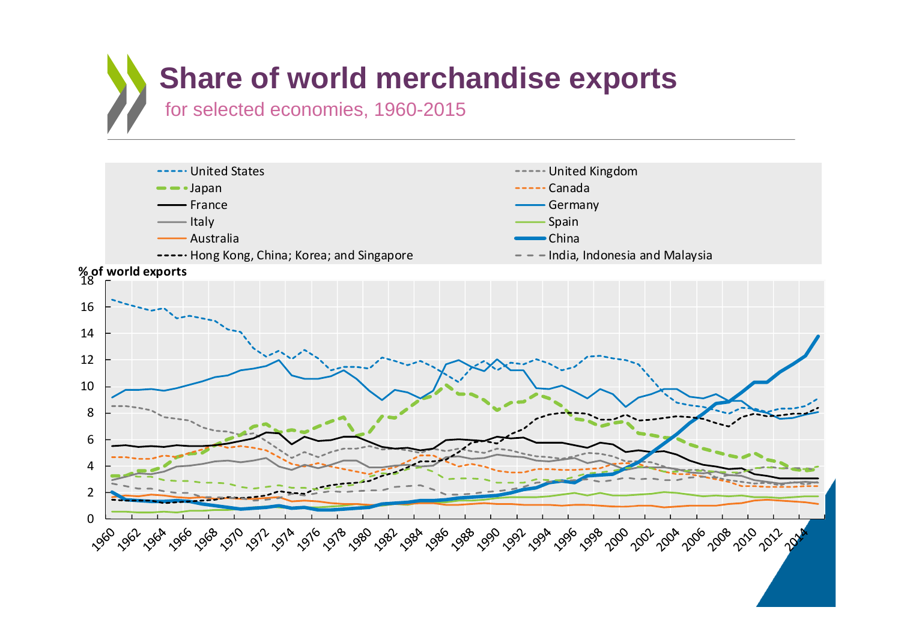# Share of world merchandise exports

for selected economies, 1960-2015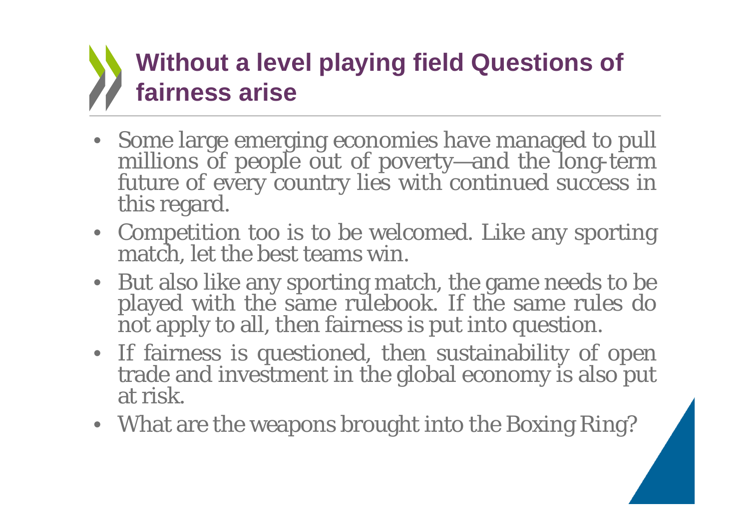## Without a level playing field Questions of fairness arise

- Some large emerging economies have managed to pull millions of people out of poverty—and the long-term future of every country lies with continued success in this regard.
- Competition too is to be welcomed. Like any sporting match, let the best teams win.
- But also like any sporting match, the game needs to be played with the same rulebook. If the same rules do not apply to all, then fairness is put into question.
- If fairness is questioned, then sustainability of open trade and investment in the global economy is also put at risk.
- What are the weapons brought into the Boxing Ring?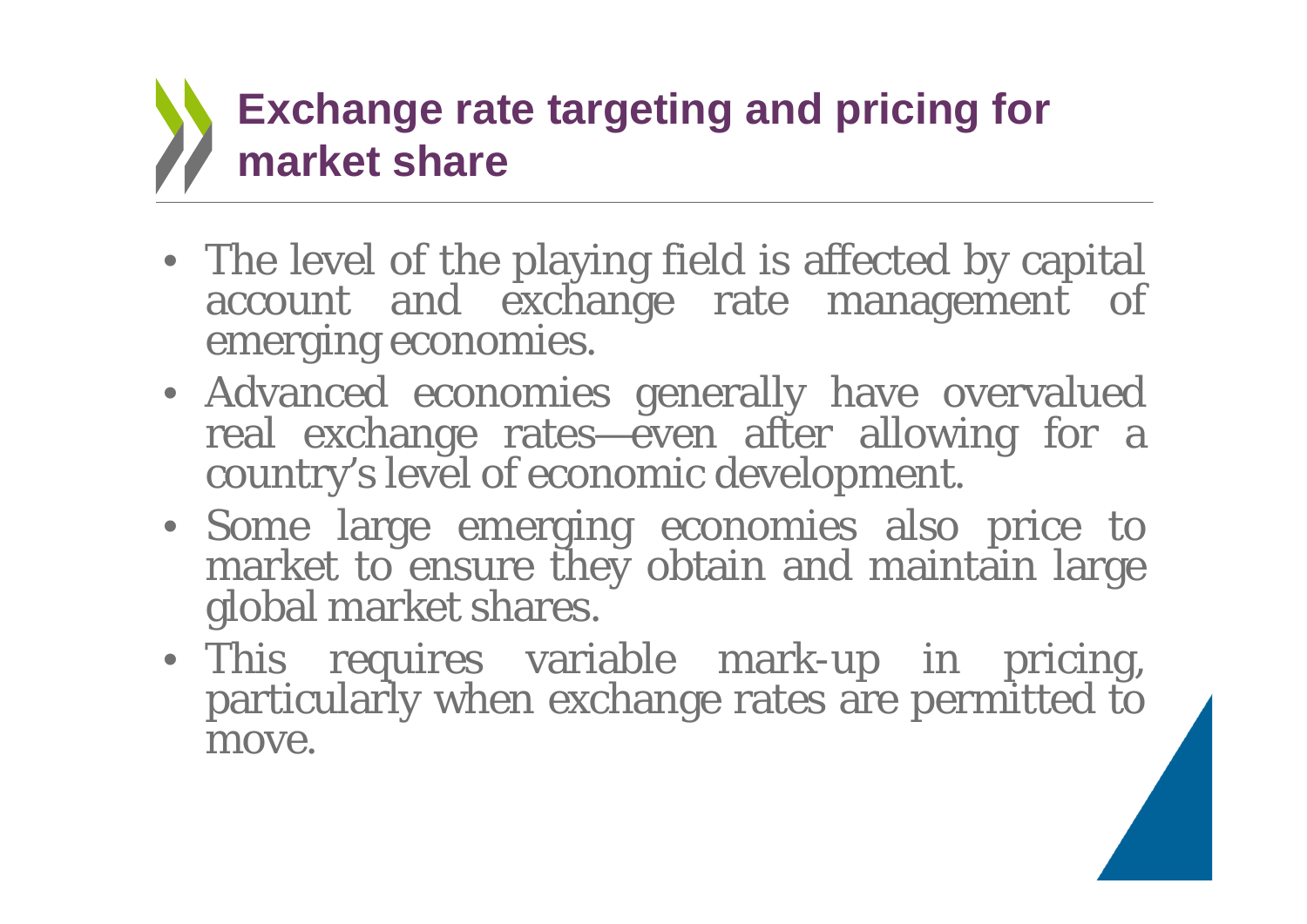# Exchange rate targeting and pricing for market share

- The level of the playing field is affected by capital account and exchange rate management of emerging economies.
- Advanced economies generally have overvalued real exchange rates—even after allowing for a country's level of economic development.
- Some large emerging economies also price to market to ensure they obtain and maintain large global market shares.
- This requires variable mark-up in pricing, particularly when exchange rates are permitted to move.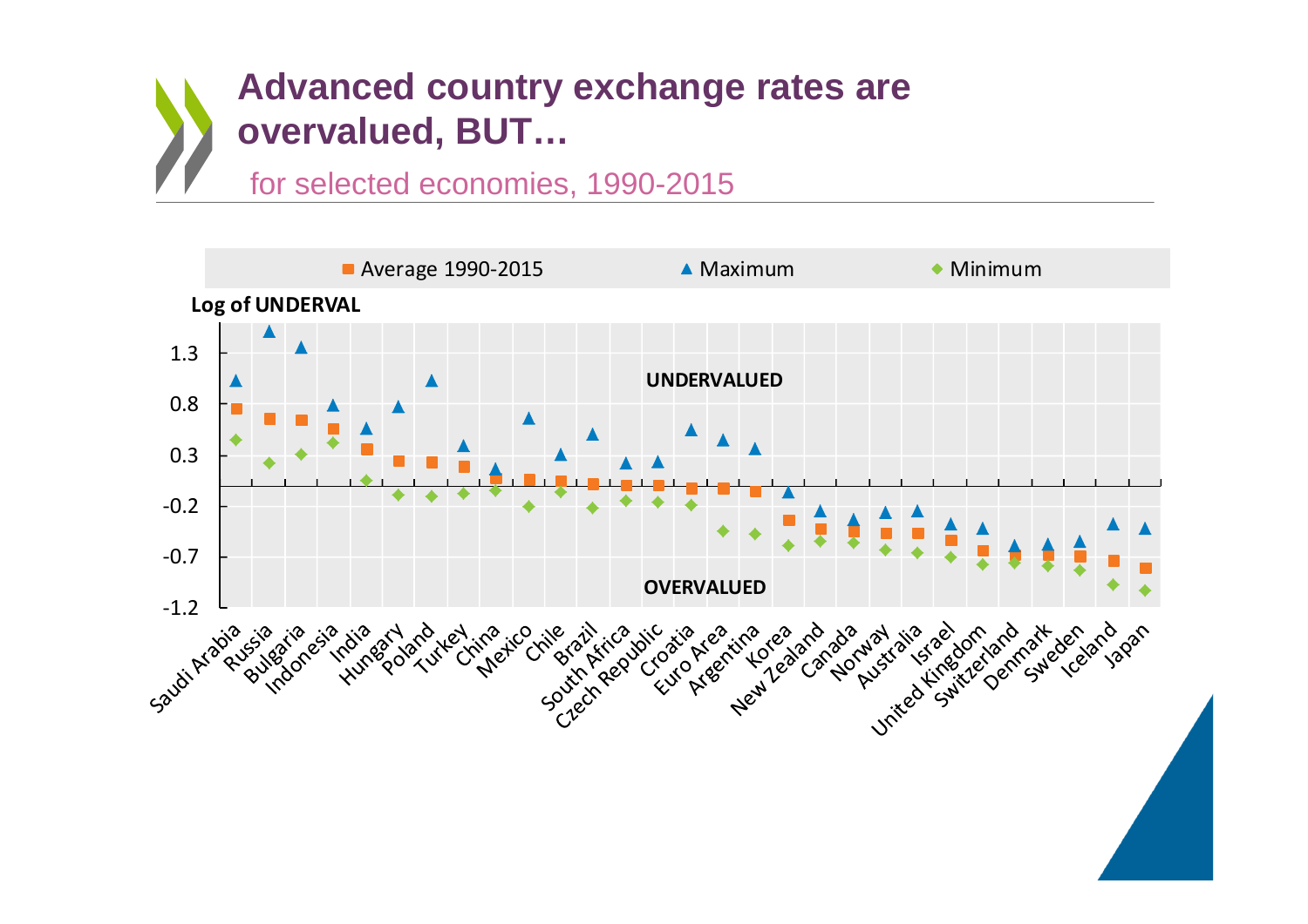# Advanced country exchange rates are overvalued, BUT…

for selected economies, 1990-2015

■ Average 1990-2015 ▲ Maximum ◆ Minimum

**Log of UNDERVAL**

1.3
0.8
0.3
-0.2
-0.7
-1.2

**UNDERVALUED**

**OVERVALUED**

Saudi Arabia, Russia, Bulgaria, Indonesia, India, Hungary, Poland, Turkey, China, Mexico, Chile, Brazil, South Africa, Czech Republic, Croatia, Euro Area, Argentina, Korea, New Zealand, Canada, Norway, Australia, Israel, United Kingdom, Switzerland, Denmark, Sweden, Iceland, Japan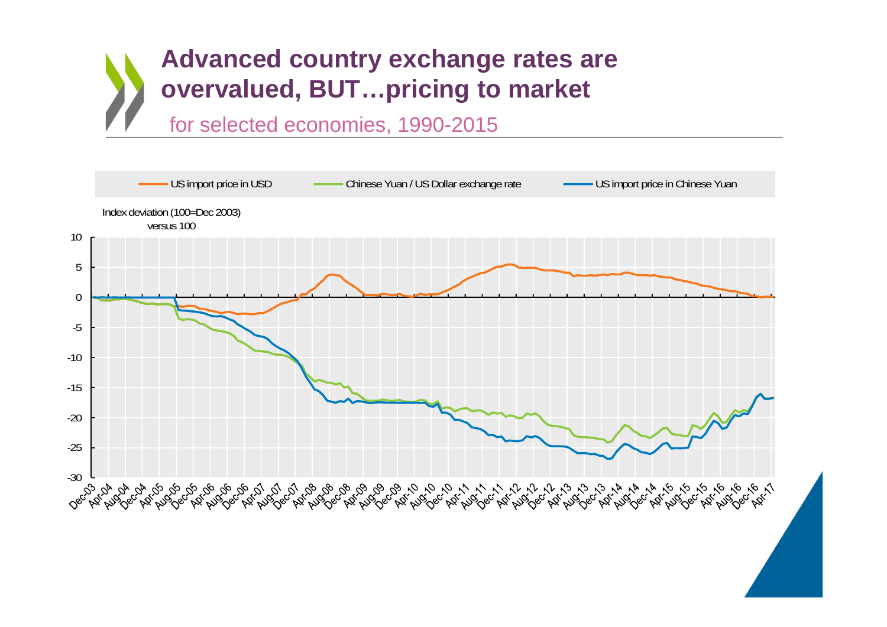# Advanced country exchange rates are overvalued, BUT…pricing to market

for selected economies, 1990-2015

US import price in USD — Chinese Yuan / US Dollar exchange rate — US import price in Chinese Yuan

Index deviation (100=Dec 2003) versus 100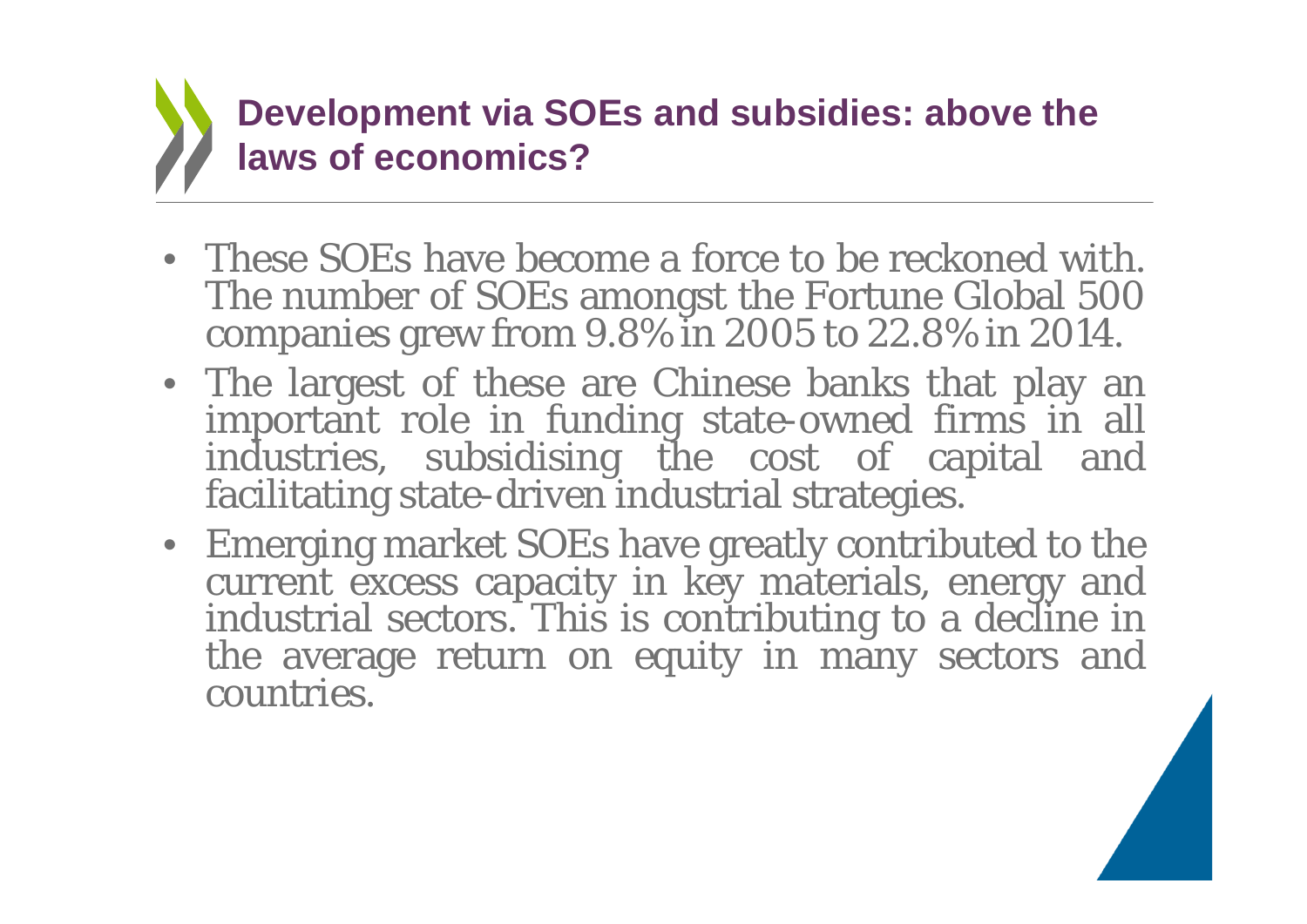## Development via SOEs and subsidies: above the laws of economics?

- These SOEs have become a force to be reckoned with. The number of SOEs amongst the Fortune Global 500 companies grew from 9.8% in 2005 to 22.8% in 2014.
- The largest of these are Chinese banks that play an important role in funding state-owned firms in all industries, subsidising the cost of capital and facilitating state-driven industrial strategies.
- Emerging market SOEs have greatly contributed to the current excess capacity in key materials, energy and industrial sectors. This is contributing to a decline in the average return on equity in many sectors and countries.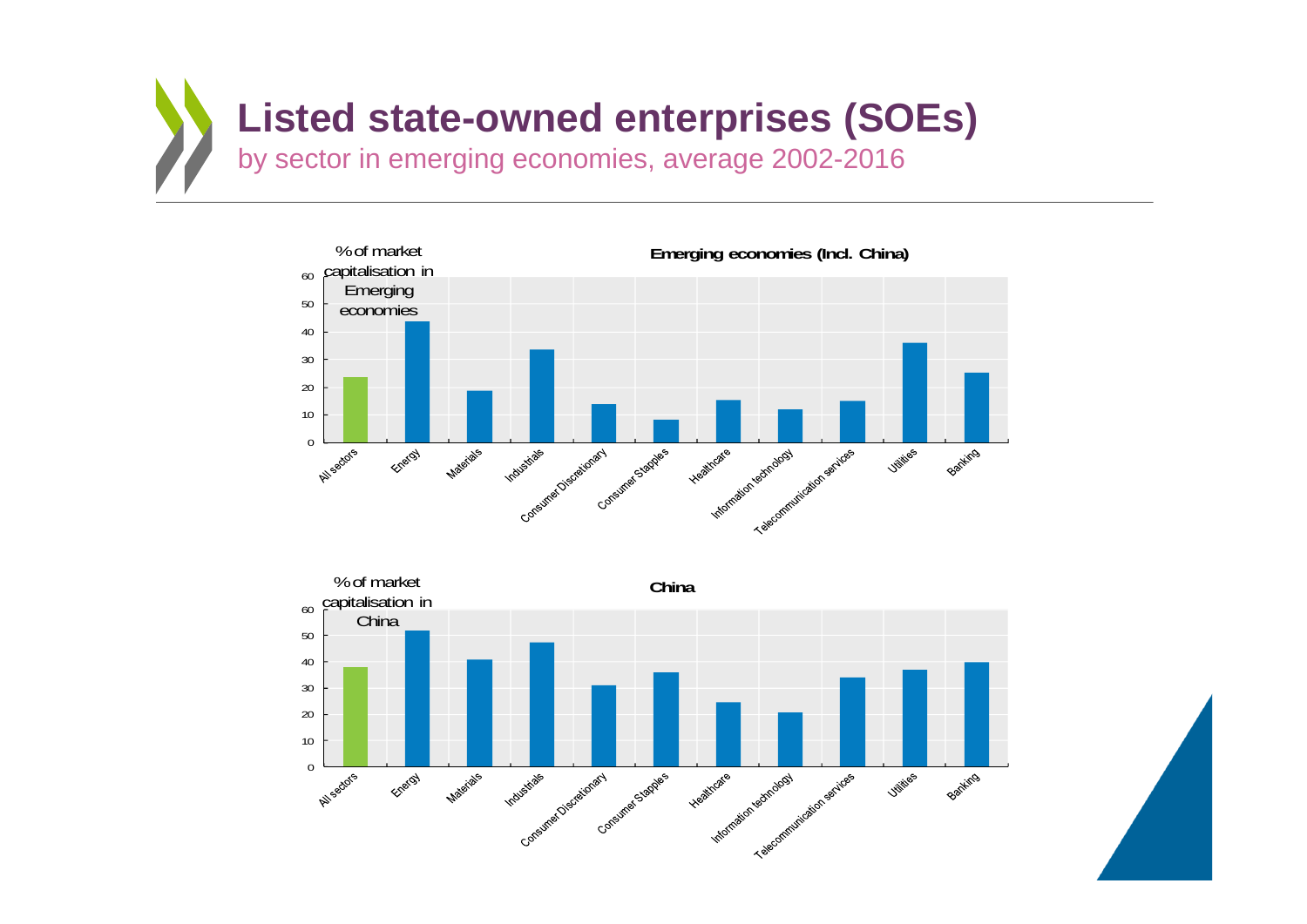# Listed state-owned enterprises (SOEs)

by sector in emerging economies, average 2002-2016

**Emerging economies (Incl. China)**

% of market capitalisation in Emerging economies

60
50
40
30
20
10
0

All sectors, Energy, Materials, Industrials, Consumer Discretionary, Consumer Stapples, Healthcare, Information technology, Telecommunication services, Utilities, Banking

**China**

% of market capitalisation in China

60
50
40
30
20
10
0

All sectors, Energy, Materials, Industrials, Consumer Discretionary, Consumer Stapples, Healthcare, Information technology, Telecommunication services, Utilities, Banking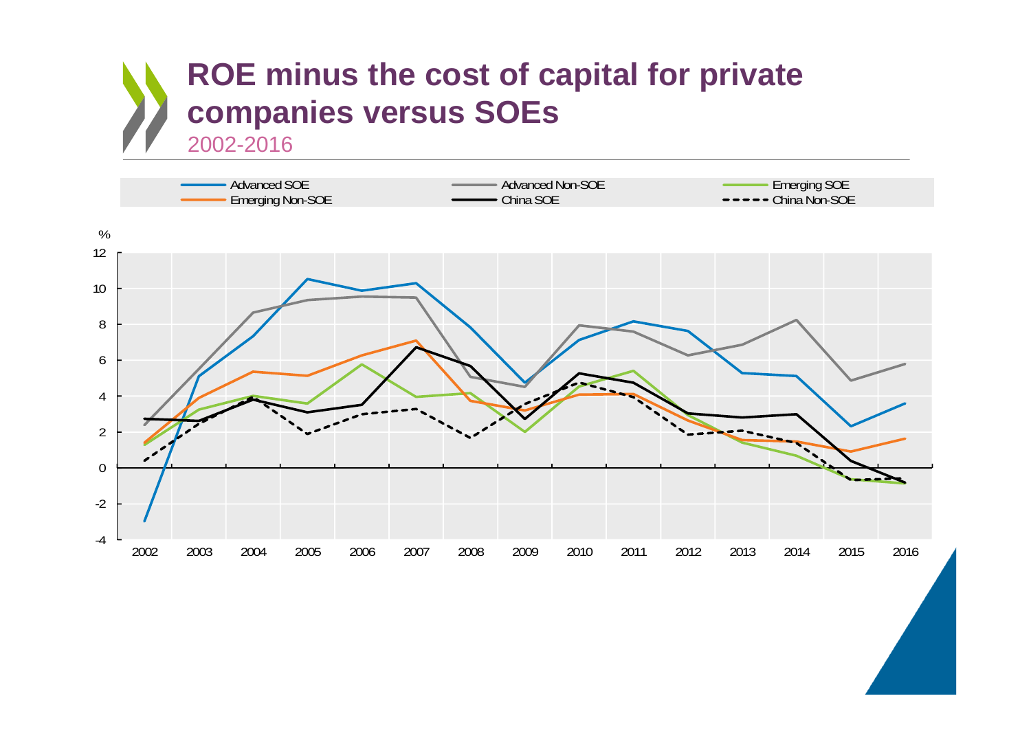# ROE minus the cost of capital for private companies versus SOEs

2002-2016

Legend: Advanced SOE; Advanced Non-SOE; Emerging SOE; Emerging Non-SOE; China SOE; China Non-SOE

%

12, 10, 8, 6, 4, 2, 0, -2, -4

2002, 2003, 2004, 2005, 2006, 2007, 2008, 2009, 2010, 2011, 2012, 2013, 2014, 2015, 2016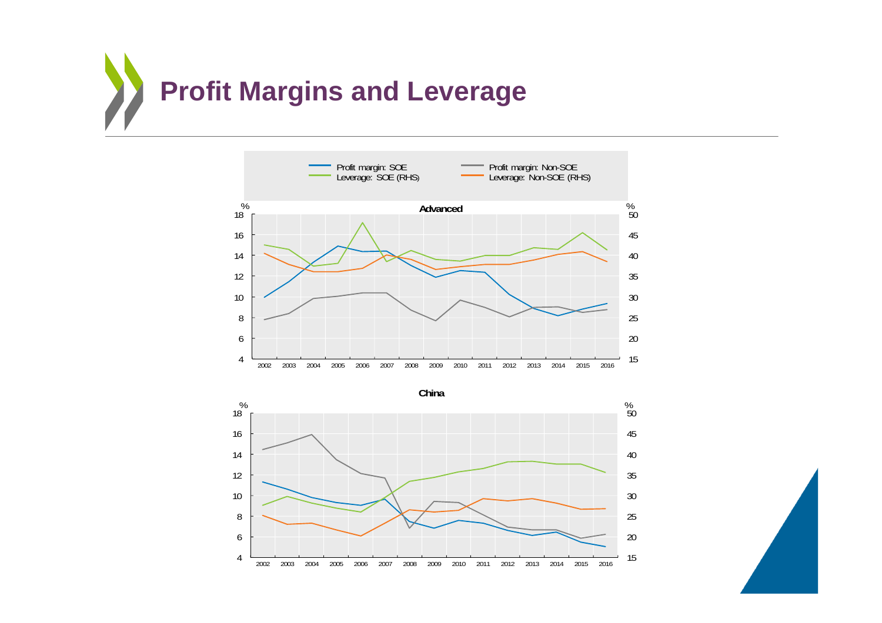# Profit Margins and Leverage

Profit margin: SOE | Profit margin: Non-SOE | Leverage: SOE (RHS) | Leverage: Non-SOE (RHS)

**Advanced**

% 18 16 14 12 10 8 6 4 | % 50 45 40 35 30 25 20 15

2002 2003 2004 2005 2006 2007 2008 2009 2010 2011 2012 2013 2014 2015 2016

**China**

% 18 16 14 12 10 8 6 4 | % 50 45 40 35 30 25 20 15

2002 2003 2004 2005 2006 2007 2008 2009 2010 2011 2012 2013 2014 2015 2016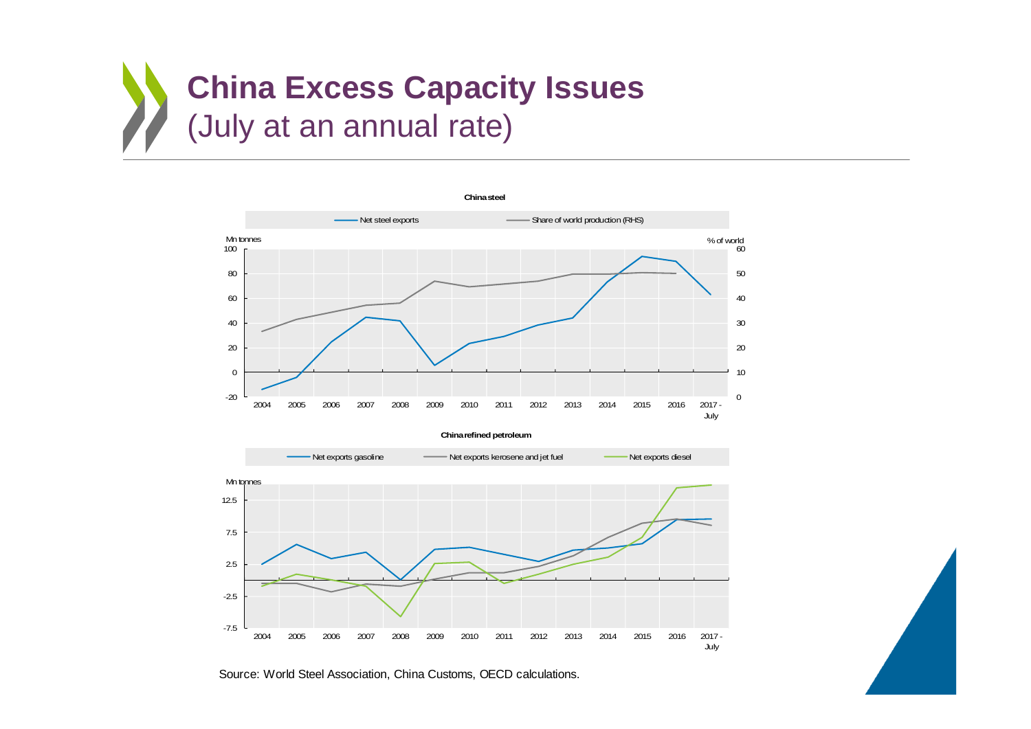# China Excess Capacity Issues
(July at an annual rate)

**China steel**

Net steel exports — Share of world production (RHS)

Mn tonnes | % of world

**China refined petroleum**

Net exports gasoline — Net exports kerosene and jet fuel — Net exports diesel

Mn tonnes

Source: World Steel Association, China Customs, OECD calculations.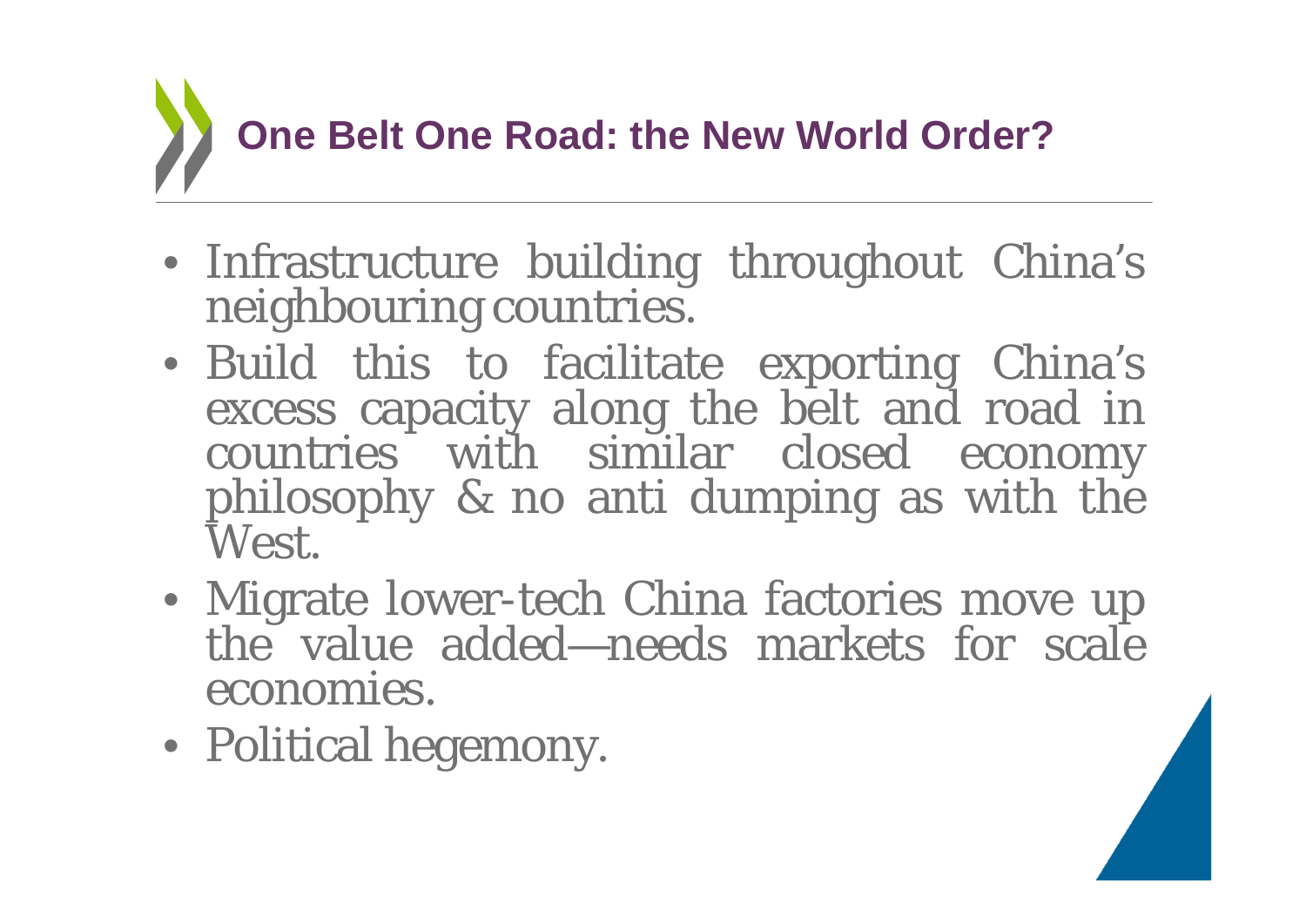# One Belt One Road: the New World Order?

- Infrastructure building throughout China's neighbouring countries.
- Build this to facilitate exporting China's excess capacity along the belt and road in countries with similar closed economy philosophy & no anti dumping as with the West.
- Migrate lower-tech China factories move up the value added—needs markets for scale economies.
- Political hegemony.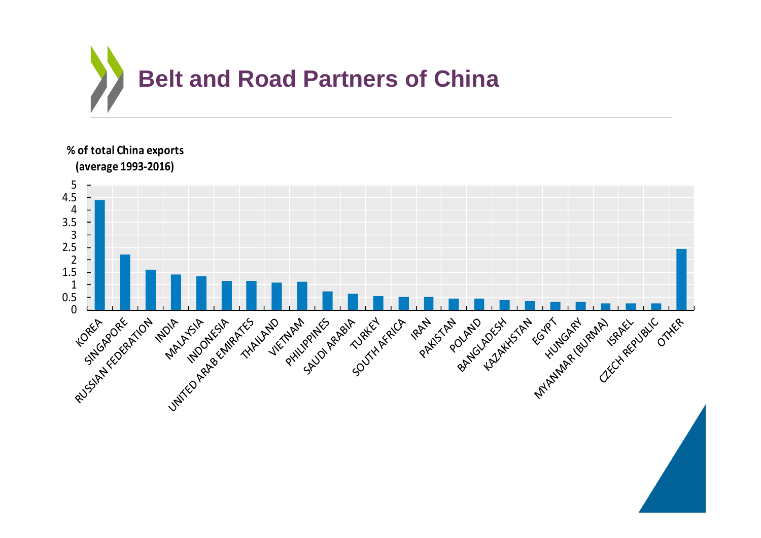# Belt and Road Partners of China

**% of total China exports (average 1993-2016)**

| Country | % of total China exports |
|---|---|
| KOREA | 4.4 |
| SINGAPORE | 2.2 |
| RUSSIAN FEDERATION | 1.6 |
| INDIA | 1.4 |
| MALAYSIA | 1.35 |
| INDONESIA | 1.15 |
| UNITED ARAB EMIRATES | 1.15 |
| THAILAND | 1.1 |
| VIETNAM | 1.1 |
| PHILIPPINES | 0.75 |
| SAUDI ARABIA | 0.65 |
| TURKEY | 0.55 |
| SOUTH AFRICA | 0.5 |
| IRAN | 0.5 |
| PAKISTAN | 0.45 |
| POLAND | 0.45 |
| BANGLADESH | 0.4 |
| KAZAKHSTAN | 0.35 |
| EGYPT | 0.3 |
| HUNGARY | 0.3 |
| MYANMAR (BURMA) | 0.25 |
| ISRAEL | 0.25 |
| CZECH REPUBLIC | 0.25 |
| OTHER | 2.45 |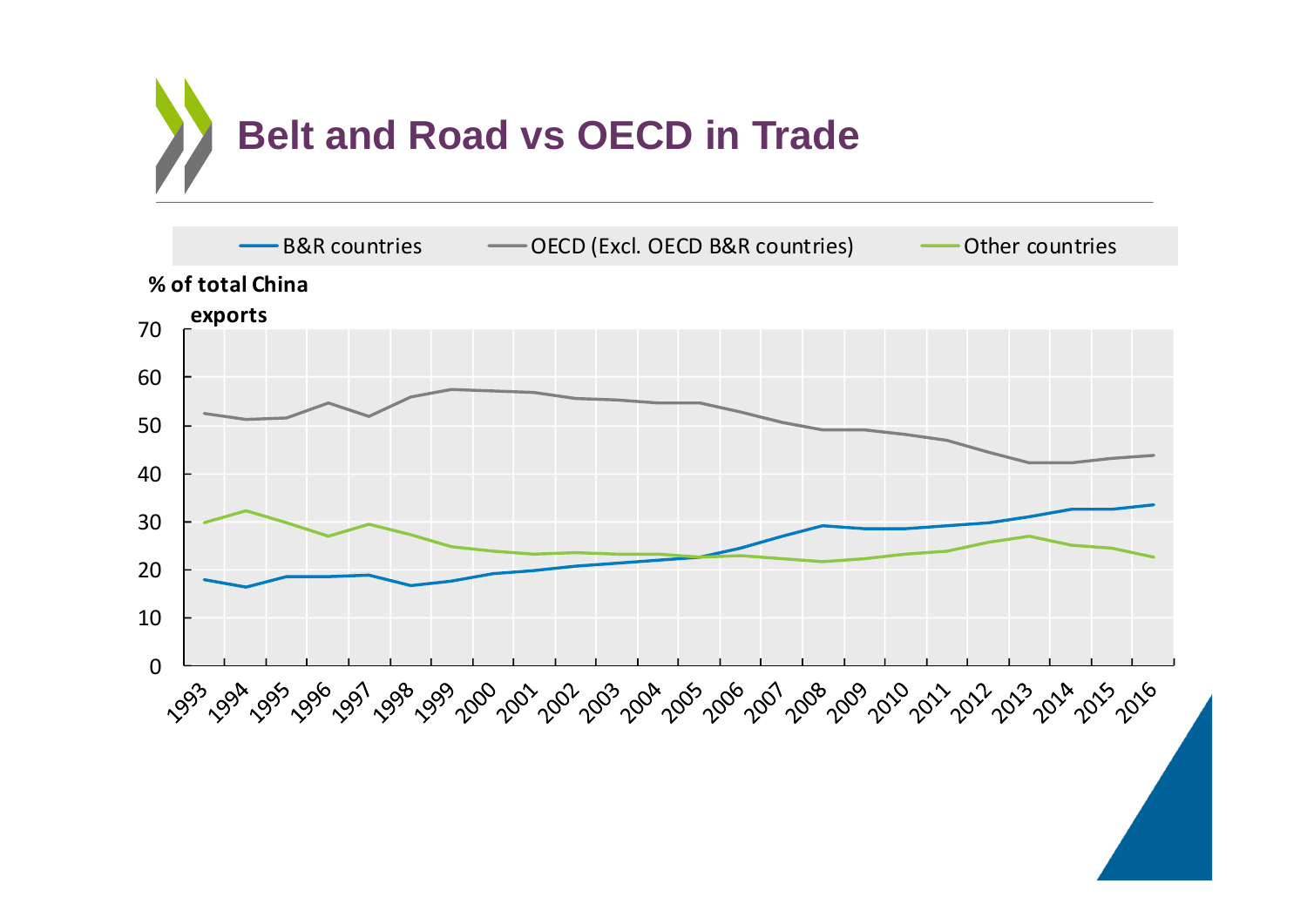# Belt and Road vs OECD in Trade

B&R countries | OECD (Excl. OECD B&R countries) | Other countries

% of total China exports

70
60
50
40
30
20
10
0

1993 1994 1995 1996 1997 1998 1999 2000 2001 2002 2003 2004 2005 2006 2007 2008 2009 2010 2011 2012 2013 2014 2015 2016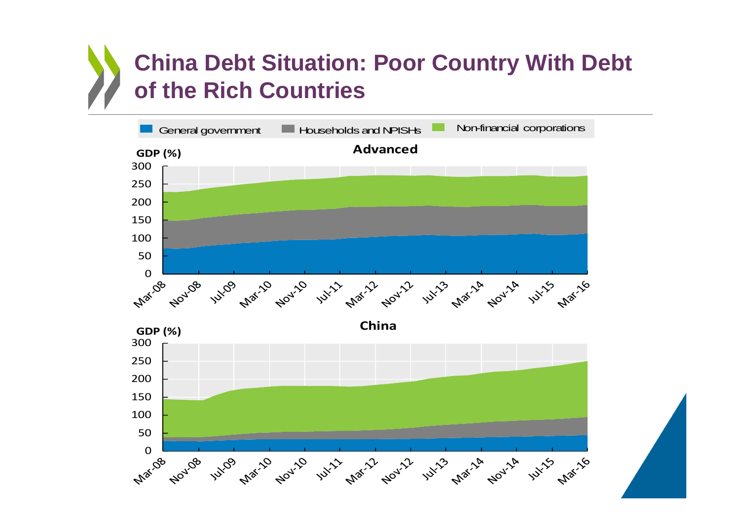# China Debt Situation: Poor Country With Debt of the Rich Countries

General government | Households and NPISHs | Non-financial corporations

**Advanced**

GDP (%)

300
250
200
150
100
50
0

Mar-08 Nov-08 Jul-09 Mar-10 Nov-10 Jul-11 Mar-12 Nov-12 Jul-13 Mar-14 Nov-14 Jul-15 Mar-16

**China**

GDP (%)

300
250
200
150
100
50
0

Mar-08 Nov-08 Jul-09 Mar-10 Nov-10 Jul-11 Mar-12 Nov-12 Jul-13 Mar-14 Nov-14 Jul-15 Mar-16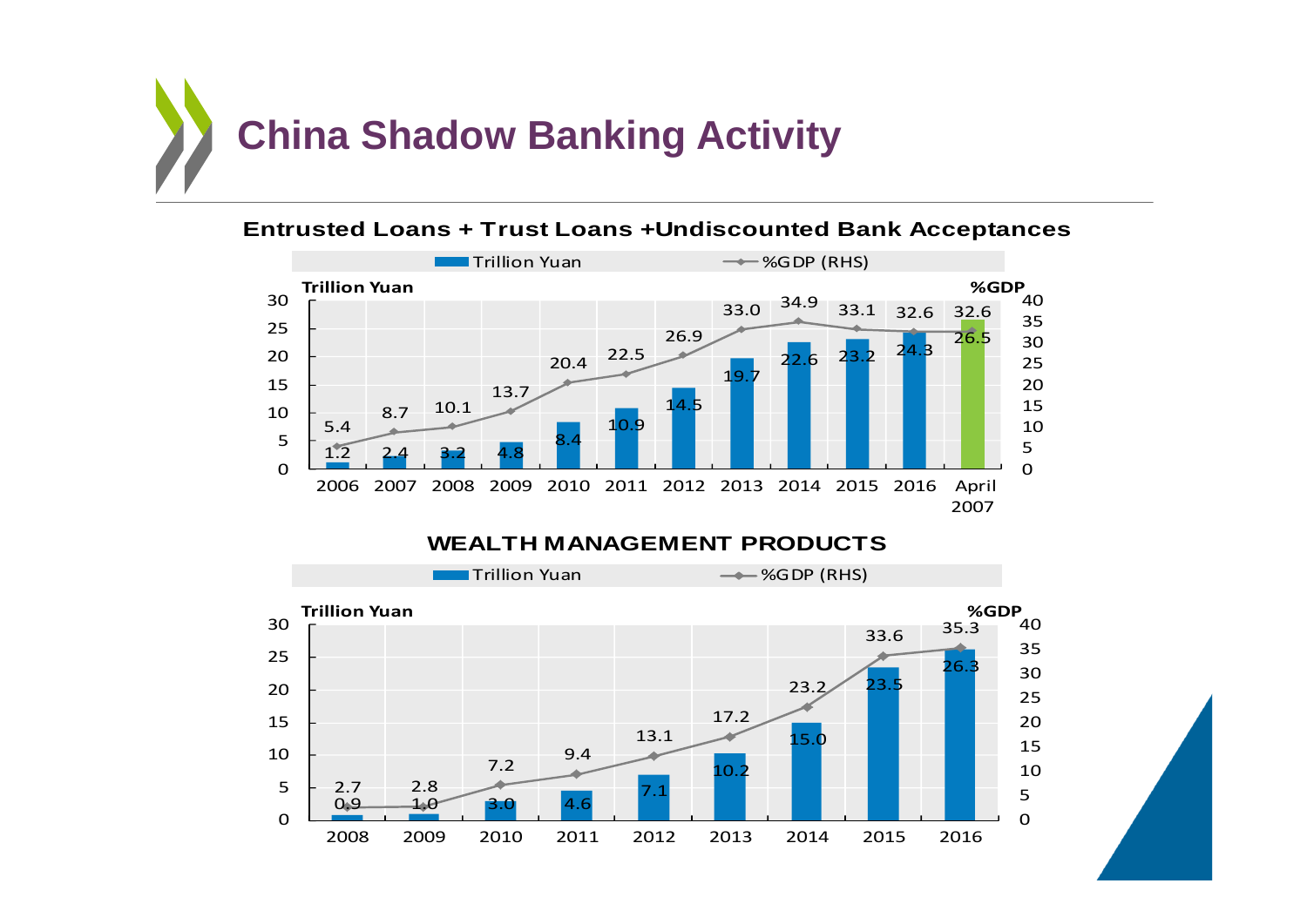# China Shadow Banking Activity

### Entrusted Loans + Trust Loans +Undiscounted Bank Acceptances

| Year | Trillion Yuan | %GDP (RHS) |
|---|---|---|
| 2006 | 1.2 | 5.4 |
| 2007 | 2.4 | 8.7 |
| 2008 | 3.2 | 10.1 |
| 2009 | 4.8 | 13.7 |
| 2010 | 8.4 | 20.4 |
| 2011 | 10.9 | 22.5 |
| 2012 | 14.5 | 26.9 |
| 2013 | 19.7 | 33.0 |
| 2014 | 22.6 | 34.9 |
| 2015 | 23.2 | 33.1 |
| 2016 | 24.3 | 32.6 |
| April 2007 | 26.5 | 32.6 |

### WEALTH MANAGEMENT PRODUCTS

| Year | Trillion Yuan | %GDP (RHS) |
|---|---|---|
| 2008 | 0.9 | 2.7 |
| 2009 | 1.0 | 2.8 |
| 2010 | 3.0 | 7.2 |
| 2011 | 4.6 | 9.4 |
| 2012 | 7.1 | 13.1 |
| 2013 | 10.2 | 17.2 |
| 2014 | 15.0 | 23.2 |
| 2015 | 23.5 | 33.6 |
| 2016 | 26.3 | 35.3 |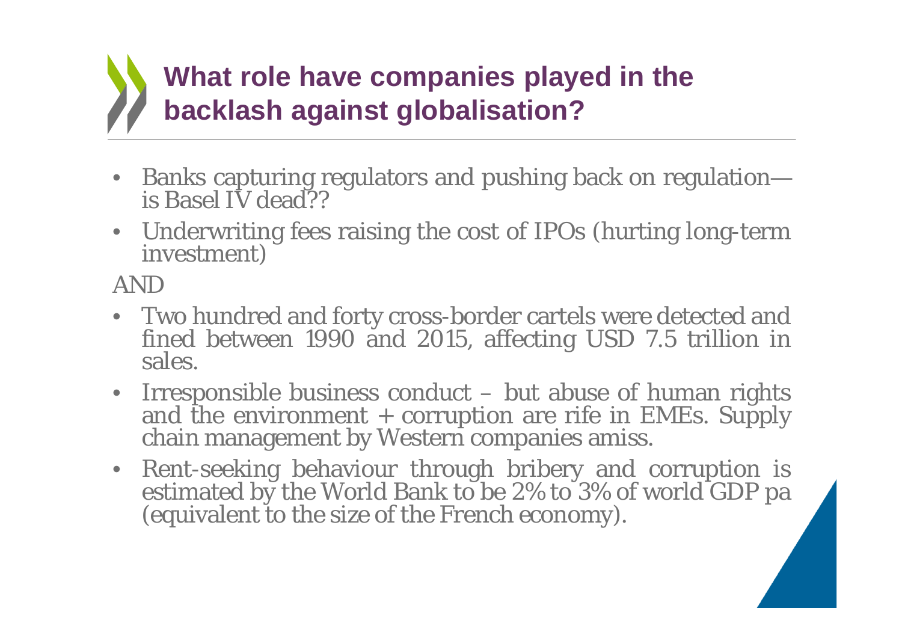## What role have companies played in the backlash against globalisation?

- Banks capturing regulators and pushing back on regulation—is Basel IV dead??
- Underwriting fees raising the cost of IPOs (hurting long-term investment)

AND

- Two hundred and forty cross-border cartels were detected and fined between 1990 and 2015, affecting USD 7.5 trillion in sales.
- Irresponsible business conduct – but abuse of human rights and the environment + corruption are rife in EMEs. Supply chain management by Western companies amiss.
- Rent-seeking behaviour through bribery and corruption is estimated by the World Bank to be 2% to 3% of world GDP pa (equivalent to the size of the French economy).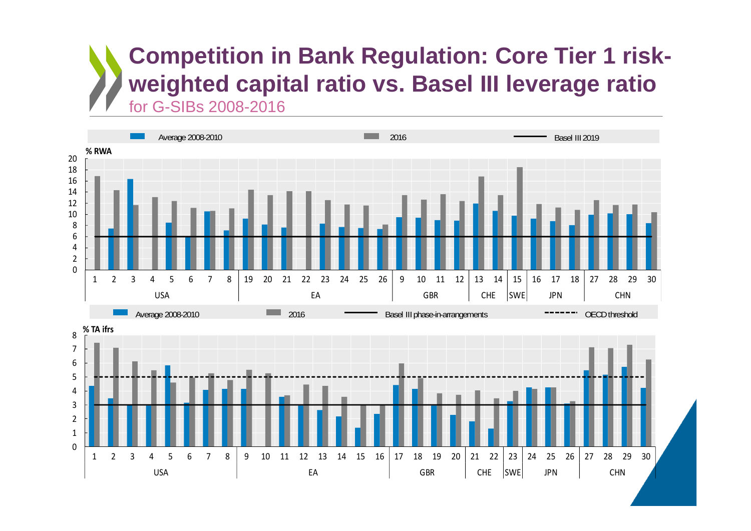# Competition in Bank Regulation: Core Tier 1 risk-weighted capital ratio vs. Basel III leverage ratio

for G-SIBs 2008-2016

Average 2008-2010 | 2016 | Basel III 2019

% RWA

1 2 3 4 5 6 7 8 | 19 20 21 22 23 24 25 26 | 9 10 11 12 | 13 14 | 15 | 16 17 18 | 27 28 29 30

USA | EA | GBR | CHE | SWE | JPN | CHN

Average 2008-2010 | 2016 | Basel III phase-in-arrangements | OECD threshold

% TA ifrs

1 2 3 4 5 6 7 8 | 9 10 11 12 13 14 15 16 | 17 18 19 20 | 21 22 | 23 | 24 25 26 | 27 28 29 30

USA | EA | GBR | CHE | SWE | JPN | CHN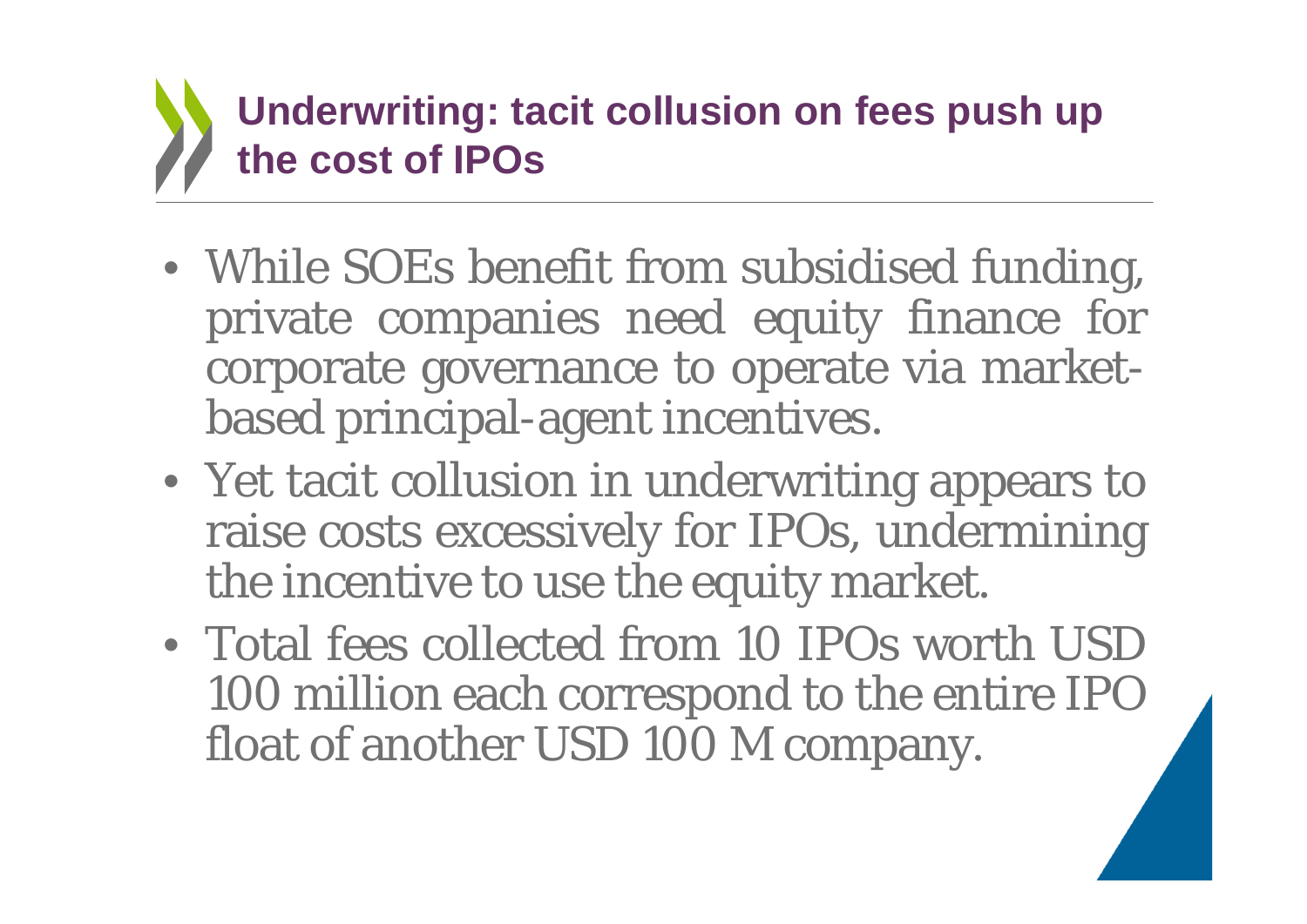## Underwriting: tacit collusion on fees push up the cost of IPOs

- While SOEs benefit from subsidised funding, private companies need equity finance for corporate governance to operate via market-based principal-agent incentives.
- Yet tacit collusion in underwriting appears to raise costs excessively for IPOs, undermining the incentive to use the equity market.
- Total fees collected from 10 IPOs worth USD 100 million each correspond to the entire IPO float of another USD 100 M company.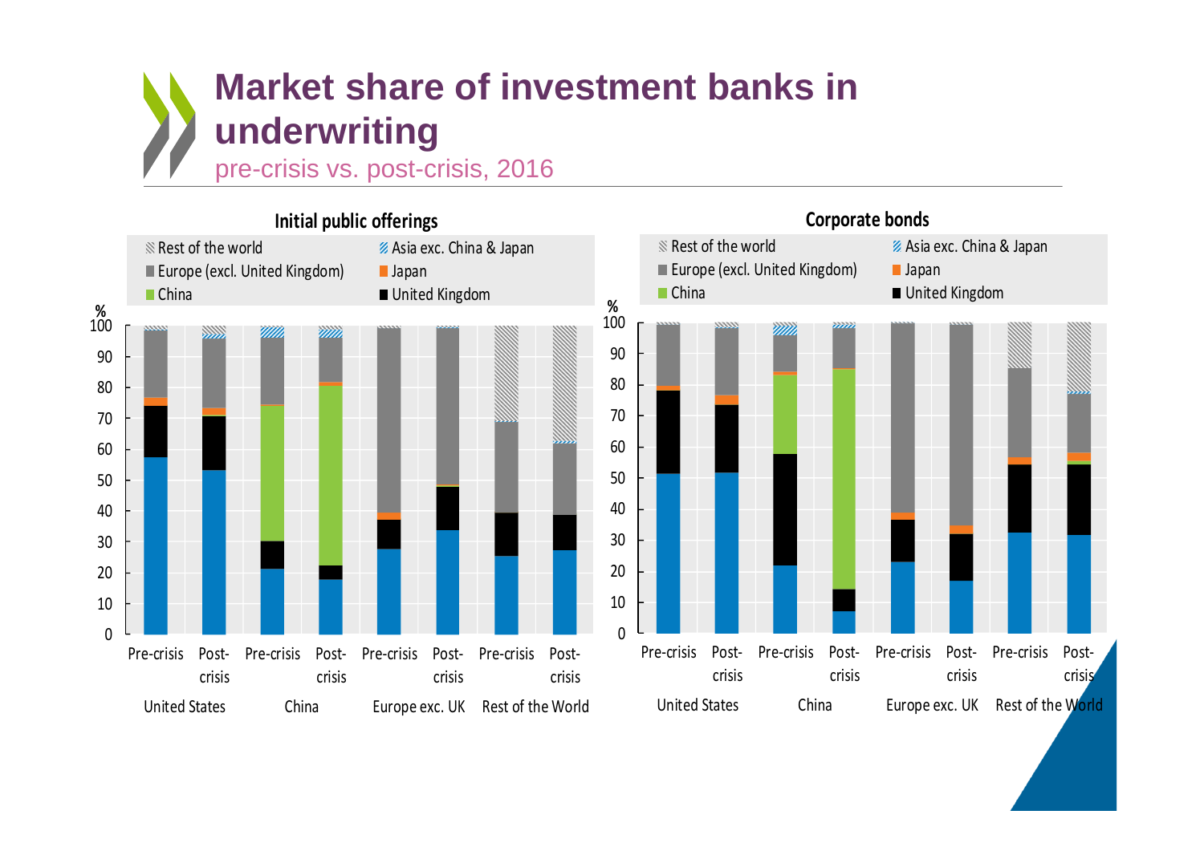# Market share of investment banks in underwriting

pre-crisis vs. post-crisis, 2016

### Initial public offerings

Legend: Rest of the world; Asia exc. China & Japan; Europe (excl. United Kingdom); Japan; China; United Kingdom

%

Y-axis: 0, 10, 20, 30, 40, 50, 60, 70, 80, 90, 100

X-axis: Pre-crisis, Post-crisis (United States); Pre-crisis, Post-crisis (China); Pre-crisis, Post-crisis (Europe exc. UK); Pre-crisis, Post-crisis (Rest of the World)

### Corporate bonds

Legend: Rest of the world; Asia exc. China & Japan; Europe (excl. United Kingdom); Japan; China; United Kingdom

%

Y-axis: 0, 10, 20, 30, 40, 50, 60, 70, 80, 90, 100

X-axis: Pre-crisis, Post-crisis (United States); Pre-crisis, Post-crisis (China); Pre-crisis, Post-crisis (Europe exc. UK); Pre-crisis, Post-crisis (Rest of the World)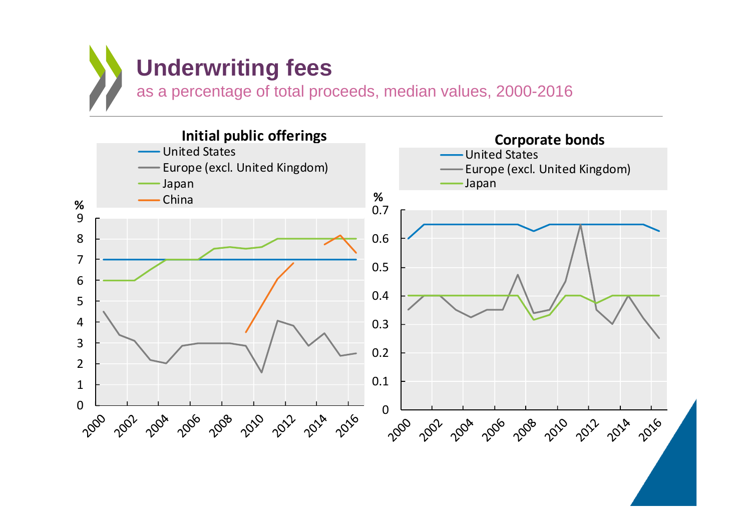# Underwriting fees

as a percentage of total proceeds, median values, 2000-2016

**Initial public offerings**

- United States
- Europe (excl. United Kingdom)
- Japan
- China

%

9
8
7
6
5
4
3
2
1
0

2000 2002 2004 2006 2008 2010 2012 2014 2016

**Corporate bonds**

- United States
- Europe (excl. United Kingdom)
- Japan

%

0.7
0.6
0.5
0.4
0.3
0.2
0.1
0

2000 2002 2004 2006 2008 2010 2012 2014 2016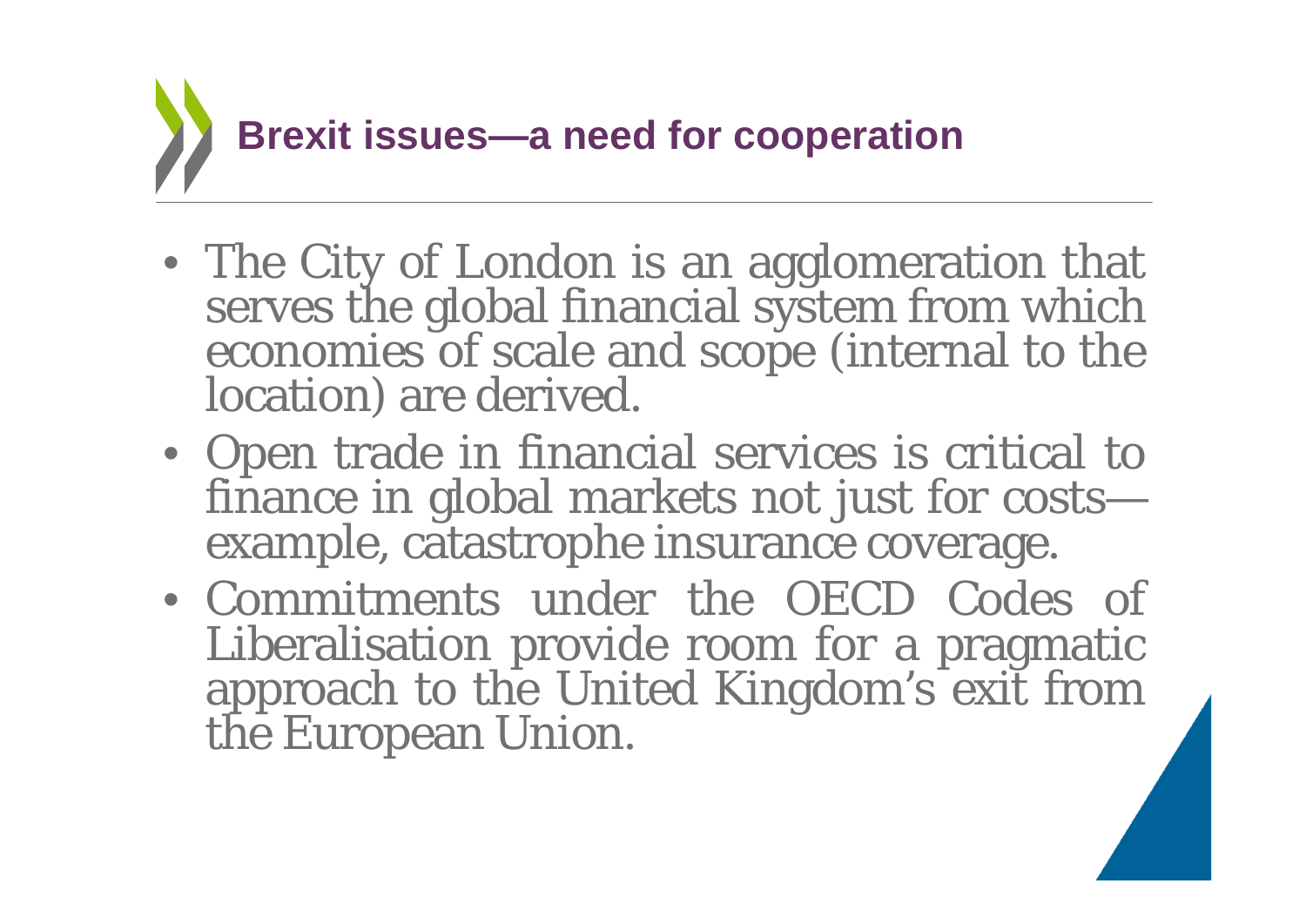# Brexit issues—a need for cooperation

- The City of London is an agglomeration that serves the global financial system from which economies of scale and scope (internal to the location) are derived.
- Open trade in financial services is critical to finance in global markets not just for costs—example, catastrophe insurance coverage.
- Commitments under the OECD Codes of Liberalisation provide room for a pragmatic approach to the United Kingdom's exit from the European Union.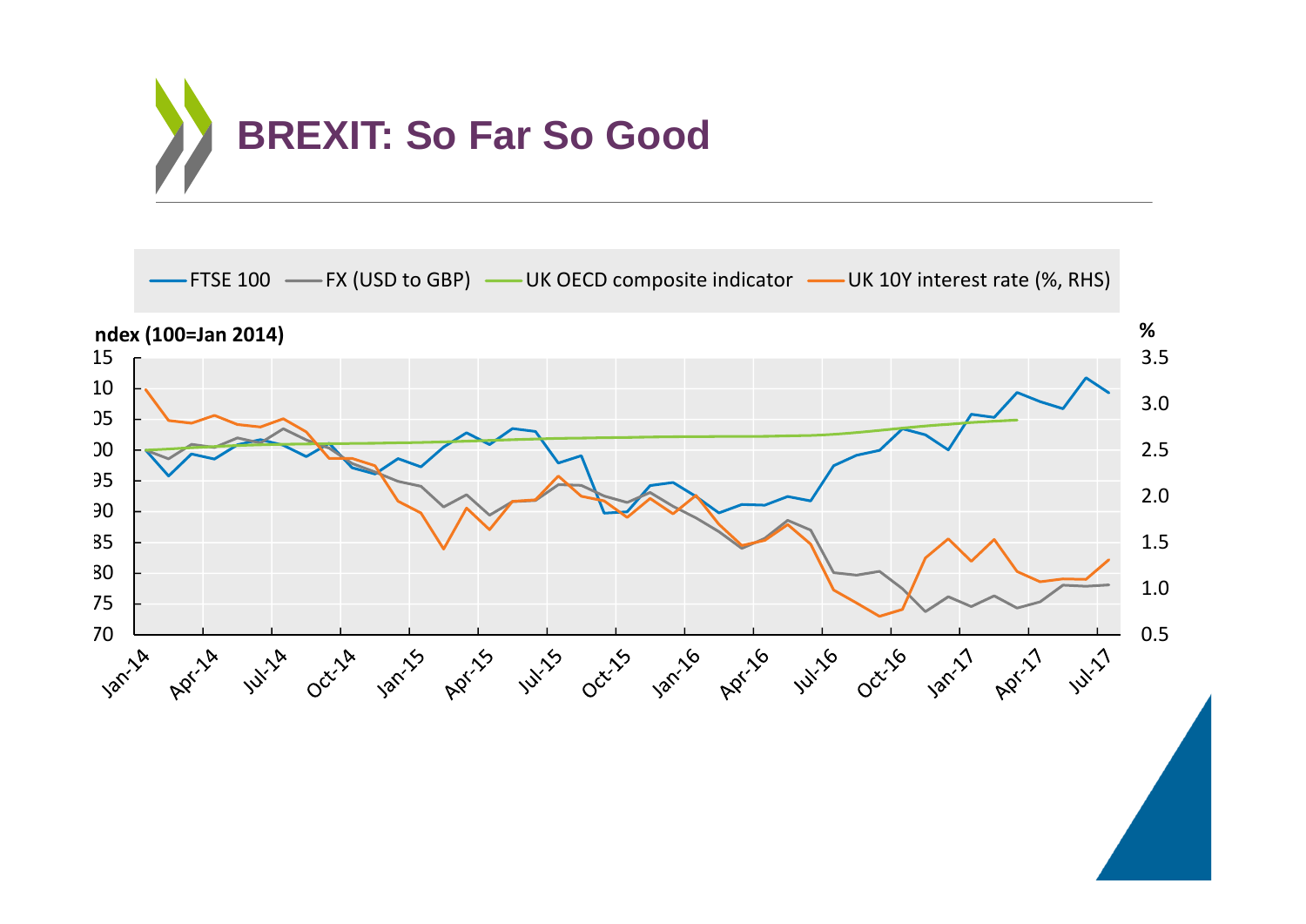# BREXIT: So Far So Good

FTSE 100 — FX (USD to GBP) — UK OECD composite indicator — UK 10Y interest rate (%, RHS)

ndex (100=Jan 2014)

%

15
10
)5
)0
95
90
85
80
75
70

3.5
3.0
2.5
2.0
1.5
1.0
0.5

Jan-14 Apr-14 Jul-14 Oct-14 Jan-15 Apr-15 Jul-15 Oct-15 Jan-16 Apr-16 Jul-16 Oct-16 Jan-17 Apr-17 Jul-17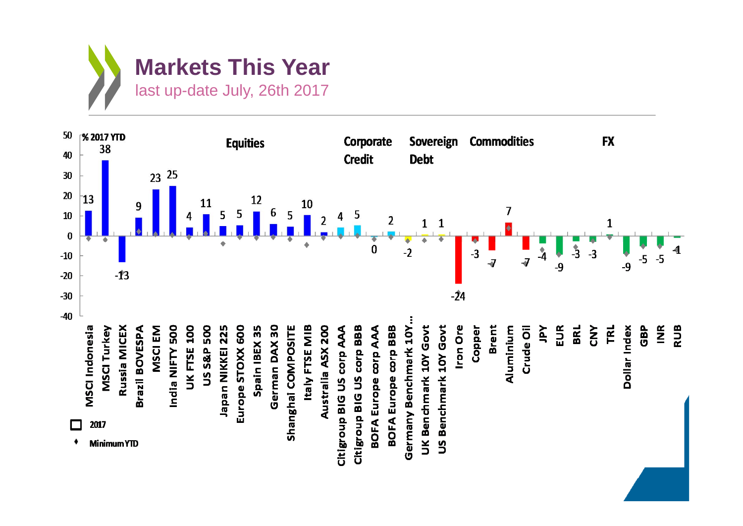# Markets This Year

last up-date July, 26th 2017

% 2017 YTD

| Category | Market | 2017 YTD (%) |
|---|---|---|
| Equities | MSCI Indonesia | 13 |
| Equities | MSCI Turkey | 38 |
| Equities | Russia MICEX | -13 |
| Equities | Brazil BOVESPA | 9 |
| Equities | MSCI EM | 23 |
| Equities | India NIFTY 500 | 25 |
| Equities | UK FTSE 100 | 4 |
| Equities | US S&P 500 | 11 |
| Equities | Japan NIKKEI 225 | 5 |
| Equities | Europe STOXX 600 | 5 |
| Equities | Spain IBEX 35 | 12 |
| Equities | German DAX 30 | 6 |
| Equities | Shanghai COMPOSITE | 5 |
| Equities | Italy FTSE MIB | 10 |
| Equities | Australia ASX 200 | 2 |
| Corporate Credit | Citigroup BIG US corp AAA | 4 |
| Corporate Credit | Citigroup BIG US corp BBB | 5 |
| Corporate Credit | BOFA Europe corp AAA | 0 |
| Corporate Credit | BOFA Europe corp BBB | 2 |
| Sovereign Debt | Germany Benchmark 10Y... | -2 |
| Sovereign Debt | UK Benchmark 10Y Govt | 1 |
| Sovereign Debt | US Benchmark 10Y Govt | 1 |
| Commodities | Iron Ore | -24 |
| Commodities | Copper | -3 |
| Commodities | Brent | -7 |
| Commodities | Aluminium | 7 |
| Commodities | Crude Oil | -7 |
| FX | JPY | -4 |
| FX | EUR | -9 |
| FX | BRL | -3 |
| FX | CNY | -3 |
| FX | TRL | 1 |
| FX | Dollar Index | -9 |
| FX | GBP | -5 |
| FX | INR | -5 |
| FX | RUB | -1 |

Legend: 2017; Minimum YTD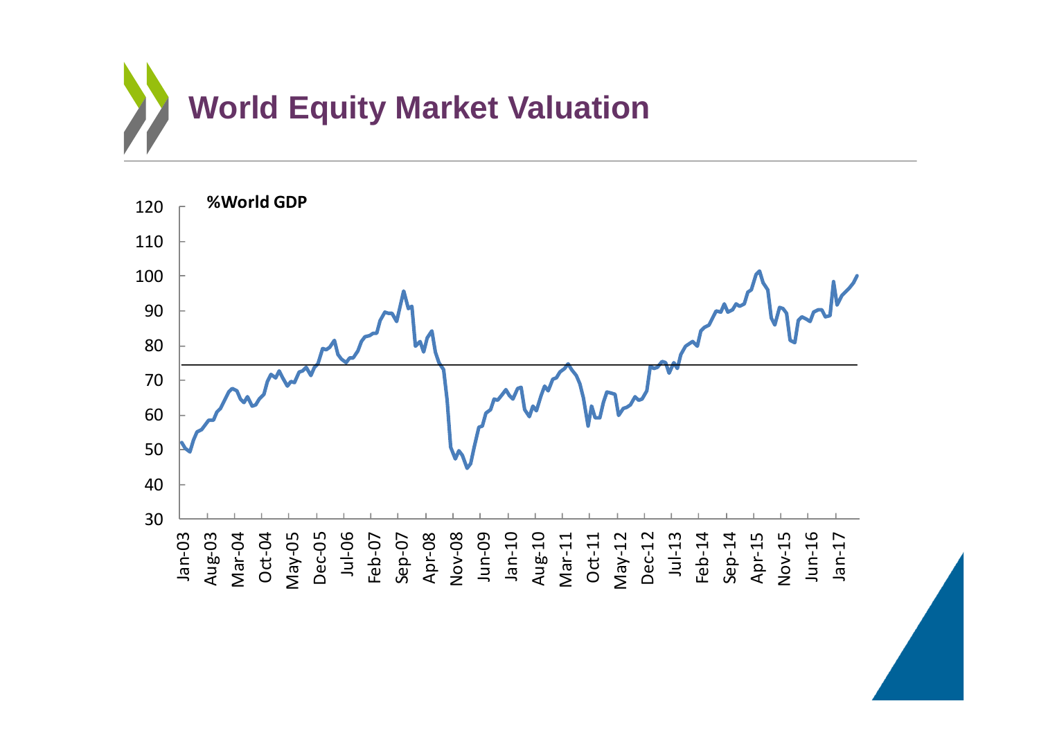# World Equity Market Valuation

%World GDP

120
110
100
90
80
70
60
50
40
30

Jan-03 Aug-03 Mar-04 Oct-04 May-05 Dec-05 Jul-06 Feb-07 Sep-07 Apr-08 Nov-08 Jun-09 Jan-10 Aug-10 Mar-11 Oct-11 May-12 Dec-12 Jul-13 Feb-14 Sep-14 Apr-15 Nov-15 Jun-16 Jan-17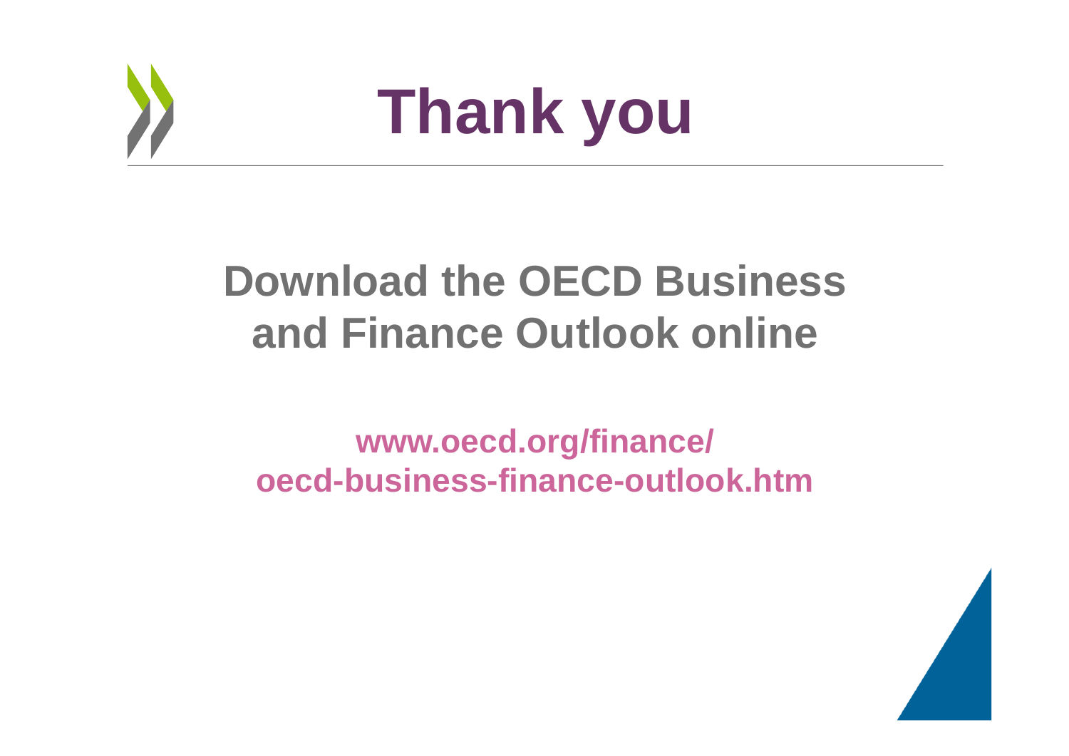# Thank you

## Download the OECD Business and Finance Outlook online

**www.oecd.org/finance/
oecd-business-finance-outlook.htm**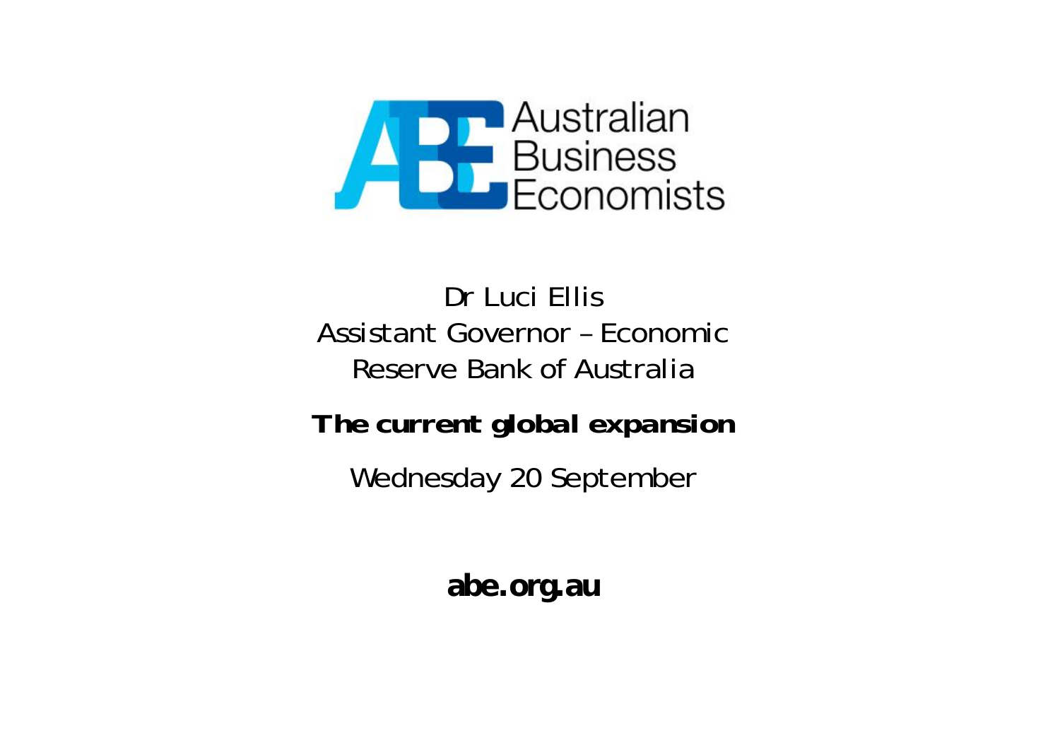Australian Business Economists

Dr Luci Ellis
Assistant Governor – Economic
Reserve Bank of Australia

**The current global expansion**

Wednesday 20 September

**abe.org.au**